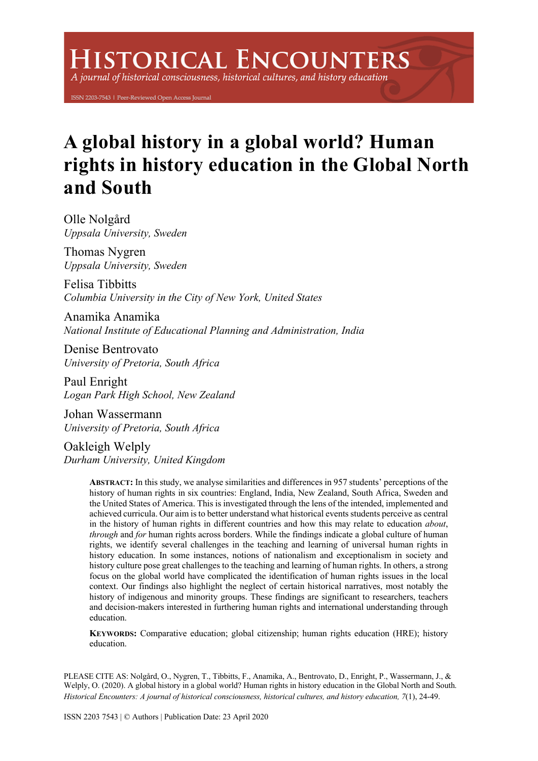# A global history in a global world? Human rights in history education in the Global North and South

Olle Nolgård
*Uppsala University, Sweden*

Thomas Nygren
*Uppsala University, Sweden*

Felisa Tibbitts
*Columbia University in the City of New York, United States*

Anamika Anamika
*National Institute of Educational Planning and Administration, India*

Denise Bentrovato
*University of Pretoria, South Africa*

Paul Enright
*Logan Park High School, New Zealand*

Johan Wassermann
*University of Pretoria, South Africa*

Oakleigh Welply
*Durham University, United Kingdom*

**ABSTRACT:** In this study, we analyse similarities and differences in 957 students' perceptions of the history of human rights in six countries: England, India, New Zealand, South Africa, Sweden and the United States of America. This is investigated through the lens of the intended, implemented and achieved curricula. Our aim is to better understand what historical events students perceive as central in the history of human rights in different countries and how this may relate to education *about*, *through* and *for* human rights across borders. While the findings indicate a global culture of human rights, we identify several challenges in the teaching and learning of universal human rights in history education. In some instances, notions of nationalism and exceptionalism in society and history culture pose great challenges to the teaching and learning of human rights. In others, a strong focus on the global world have complicated the identification of human rights issues in the local context. Our findings also highlight the neglect of certain historical narratives, most notably the history of indigenous and minority groups. These findings are significant to researchers, teachers and decision-makers interested in furthering human rights and international understanding through education.

**KEYWORDS:** Comparative education; global citizenship; human rights education (HRE); history education.

PLEASE CITE AS: Nolgård, O., Nygren, T., Tibbitts, F., Anamika, A., Bentrovato, D., Enright, P., Wassermann, J., & Welply, O. (2020). A global history in a global world? Human rights in history education in the Global North and South. *Historical Encounters: A journal of historical consciousness, historical cultures, and history education, 7*(1), 24-49.

ISSN 2203 7543 | © Authors | Publication Date: 23 April 2020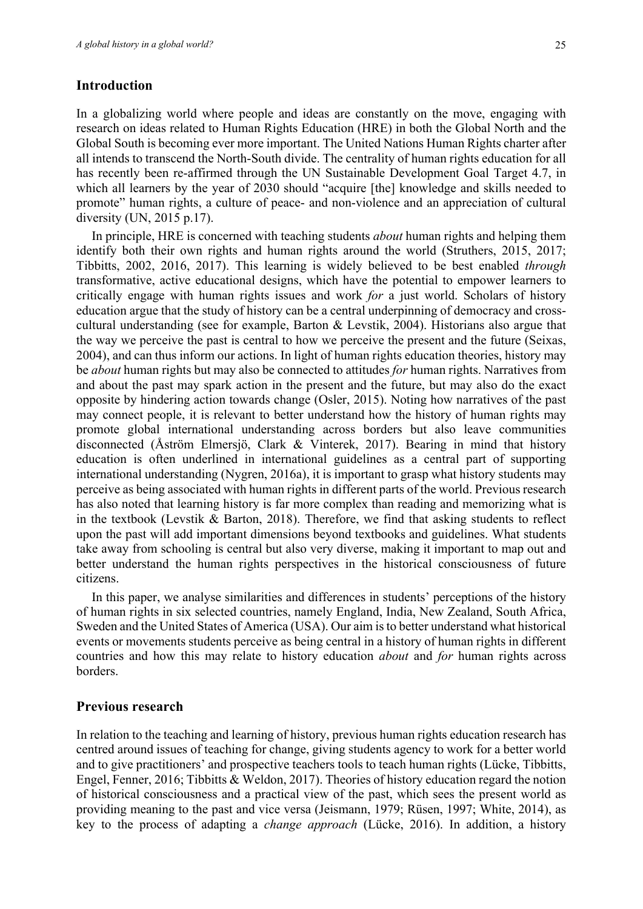## Introduction

In a globalizing world where people and ideas are constantly on the move, engaging with research on ideas related to Human Rights Education (HRE) in both the Global North and the Global South is becoming ever more important. The United Nations Human Rights charter after all intends to transcend the North-South divide. The centrality of human rights education for all has recently been re-affirmed through the UN Sustainable Development Goal Target 4.7, in which all learners by the year of 2030 should "acquire [the] knowledge and skills needed to promote" human rights, a culture of peace- and non-violence and an appreciation of cultural diversity (UN, 2015 p.17).

In principle, HRE is concerned with teaching students *about* human rights and helping them identify both their own rights and human rights around the world (Struthers, 2015, 2017; Tibbitts, 2002, 2016, 2017). This learning is widely believed to be best enabled *through* transformative, active educational designs, which have the potential to empower learners to critically engage with human rights issues and work *for* a just world. Scholars of history education argue that the study of history can be a central underpinning of democracy and cross-cultural understanding (see for example, Barton & Levstik, 2004). Historians also argue that the way we perceive the past is central to how we perceive the present and the future (Seixas, 2004), and can thus inform our actions. In light of human rights education theories, history may be *about* human rights but may also be connected to attitudes *for* human rights. Narratives from and about the past may spark action in the present and the future, but may also do the exact opposite by hindering action towards change (Osler, 2015). Noting how narratives of the past may connect people, it is relevant to better understand how the history of human rights may promote global international understanding across borders but also leave communities disconnected (Åström Elmersjö, Clark & Vinterek, 2017). Bearing in mind that history education is often underlined in international guidelines as a central part of supporting international understanding (Nygren, 2016a), it is important to grasp what history students may perceive as being associated with human rights in different parts of the world. Previous research has also noted that learning history is far more complex than reading and memorizing what is in the textbook (Levstik & Barton, 2018). Therefore, we find that asking students to reflect upon the past will add important dimensions beyond textbooks and guidelines. What students take away from schooling is central but also very diverse, making it important to map out and better understand the human rights perspectives in the historical consciousness of future citizens.

In this paper, we analyse similarities and differences in students' perceptions of the history of human rights in six selected countries, namely England, India, New Zealand, South Africa, Sweden and the United States of America (USA). Our aim is to better understand what historical events or movements students perceive as being central in a history of human rights in different countries and how this may relate to history education *about* and *for* human rights across borders.

## Previous research

In relation to the teaching and learning of history, previous human rights education research has centred around issues of teaching for change, giving students agency to work for a better world and to give practitioners' and prospective teachers tools to teach human rights (Lücke, Tibbitts, Engel, Fenner, 2016; Tibbitts & Weldon, 2017). Theories of history education regard the notion of historical consciousness and a practical view of the past, which sees the present world as providing meaning to the past and vice versa (Jeismann, 1979; Rüsen, 1997; White, 2014), as key to the process of adapting a *change approach* (Lücke, 2016). In addition, a history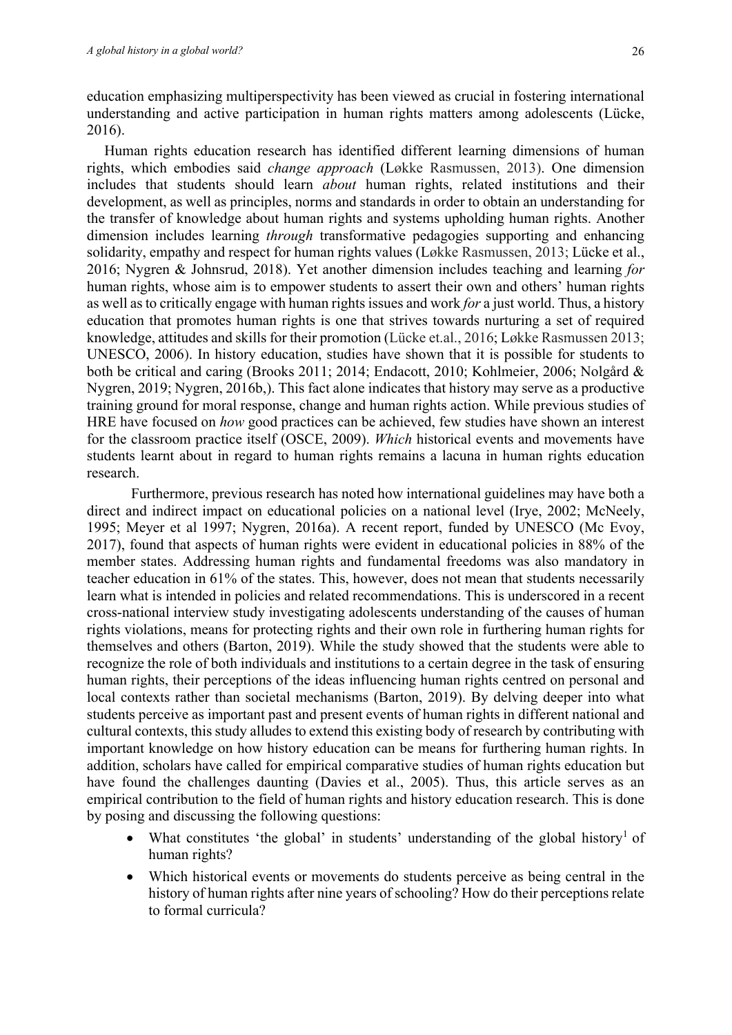education emphasizing multiperspectivity has been viewed as crucial in fostering international understanding and active participation in human rights matters among adolescents (Lücke, 2016).

Human rights education research has identified different learning dimensions of human rights, which embodies said *change approach* (Løkke Rasmussen, 2013). One dimension includes that students should learn *about* human rights, related institutions and their development, as well as principles, norms and standards in order to obtain an understanding for the transfer of knowledge about human rights and systems upholding human rights. Another dimension includes learning *through* transformative pedagogies supporting and enhancing solidarity, empathy and respect for human rights values (Løkke Rasmussen, 2013; Lücke et al., 2016; Nygren & Johnsrud, 2018). Yet another dimension includes teaching and learning *for* human rights, whose aim is to empower students to assert their own and others' human rights as well as to critically engage with human rights issues and work *for* a just world. Thus, a history education that promotes human rights is one that strives towards nurturing a set of required knowledge, attitudes and skills for their promotion (Lücke et.al., 2016; Løkke Rasmussen 2013; UNESCO, 2006). In history education, studies have shown that it is possible for students to both be critical and caring (Brooks 2011; 2014; Endacott, 2010; Kohlmeier, 2006; Nolgård & Nygren, 2019; Nygren, 2016b,). This fact alone indicates that history may serve as a productive training ground for moral response, change and human rights action. While previous studies of HRE have focused on *how* good practices can be achieved, few studies have shown an interest for the classroom practice itself (OSCE, 2009). *Which* historical events and movements have students learnt about in regard to human rights remains a lacuna in human rights education research.

Furthermore, previous research has noted how international guidelines may have both a direct and indirect impact on educational policies on a national level (Irye, 2002; McNeely, 1995; Meyer et al 1997; Nygren, 2016a). A recent report, funded by UNESCO (Mc Evoy, 2017), found that aspects of human rights were evident in educational policies in 88% of the member states. Addressing human rights and fundamental freedoms was also mandatory in teacher education in 61% of the states. This, however, does not mean that students necessarily learn what is intended in policies and related recommendations. This is underscored in a recent cross-national interview study investigating adolescents understanding of the causes of human rights violations, means for protecting rights and their own role in furthering human rights for themselves and others (Barton, 2019). While the study showed that the students were able to recognize the role of both individuals and institutions to a certain degree in the task of ensuring human rights, their perceptions of the ideas influencing human rights centred on personal and local contexts rather than societal mechanisms (Barton, 2019). By delving deeper into what students perceive as important past and present events of human rights in different national and cultural contexts, this study alludes to extend this existing body of research by contributing with important knowledge on how history education can be means for furthering human rights. In addition, scholars have called for empirical comparative studies of human rights education but have found the challenges daunting (Davies et al., 2005). Thus, this article serves as an empirical contribution to the field of human rights and history education research. This is done by posing and discussing the following questions:

- What constitutes 'the global' in students' understanding of the global history[1] of human rights?
- Which historical events or movements do students perceive as being central in the history of human rights after nine years of schooling? How do their perceptions relate to formal curricula?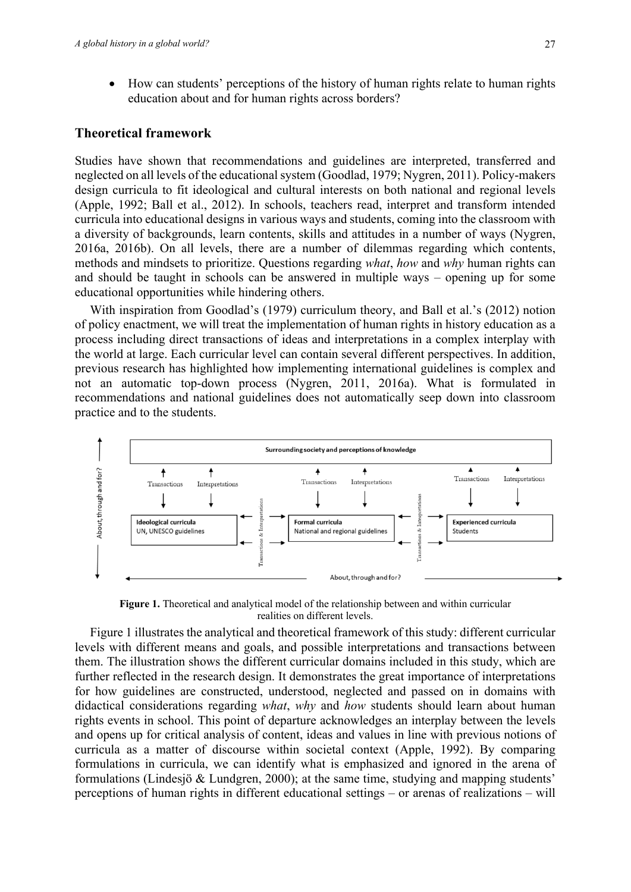- How can students' perceptions of the history of human rights relate to human rights education about and for human rights across borders?

## Theoretical framework

Studies have shown that recommendations and guidelines are interpreted, transferred and neglected on all levels of the educational system (Goodlad, 1979; Nygren, 2011). Policy-makers design curricula to fit ideological and cultural interests on both national and regional levels (Apple, 1992; Ball et al., 2012). In schools, teachers read, interpret and transform intended curricula into educational designs in various ways and students, coming into the classroom with a diversity of backgrounds, learn contents, skills and attitudes in a number of ways (Nygren, 2016a, 2016b). On all levels, there are a number of dilemmas regarding which contents, methods and mindsets to prioritize. Questions regarding *what*, *how* and *why* human rights can and should be taught in schools can be answered in multiple ways – opening up for some educational opportunities while hindering others.

With inspiration from Goodlad's (1979) curriculum theory, and Ball et al.'s (2012) notion of policy enactment, we will treat the implementation of human rights in history education as a process including direct transactions of ideas and interpretations in a complex interplay with the world at large. Each curricular level can contain several different perspectives. In addition, previous research has highlighted how implementing international guidelines is complex and not an automatic top-down process (Nygren, 2011, 2016a). What is formulated in recommendations and national guidelines does not automatically seep down into classroom practice and to the students.

**Figure 1.** Theoretical and analytical model of the relationship between and within curricular realities on different levels.

Figure 1 illustrates the analytical and theoretical framework of this study: different curricular levels with different means and goals, and possible interpretations and transactions between them. The illustration shows the different curricular domains included in this study, which are further reflected in the research design. It demonstrates the great importance of interpretations for how guidelines are constructed, understood, neglected and passed on in domains with didactical considerations regarding *what*, *why* and *how* students should learn about human rights events in school. This point of departure acknowledges an interplay between the levels and opens up for critical analysis of content, ideas and values in line with previous notions of curricula as a matter of discourse within societal context (Apple, 1992). By comparing formulations in curricula, we can identify what is emphasized and ignored in the arena of formulations (Lindesjö & Lundgren, 2000); at the same time, studying and mapping students' perceptions of human rights in different educational settings – or arenas of realizations – will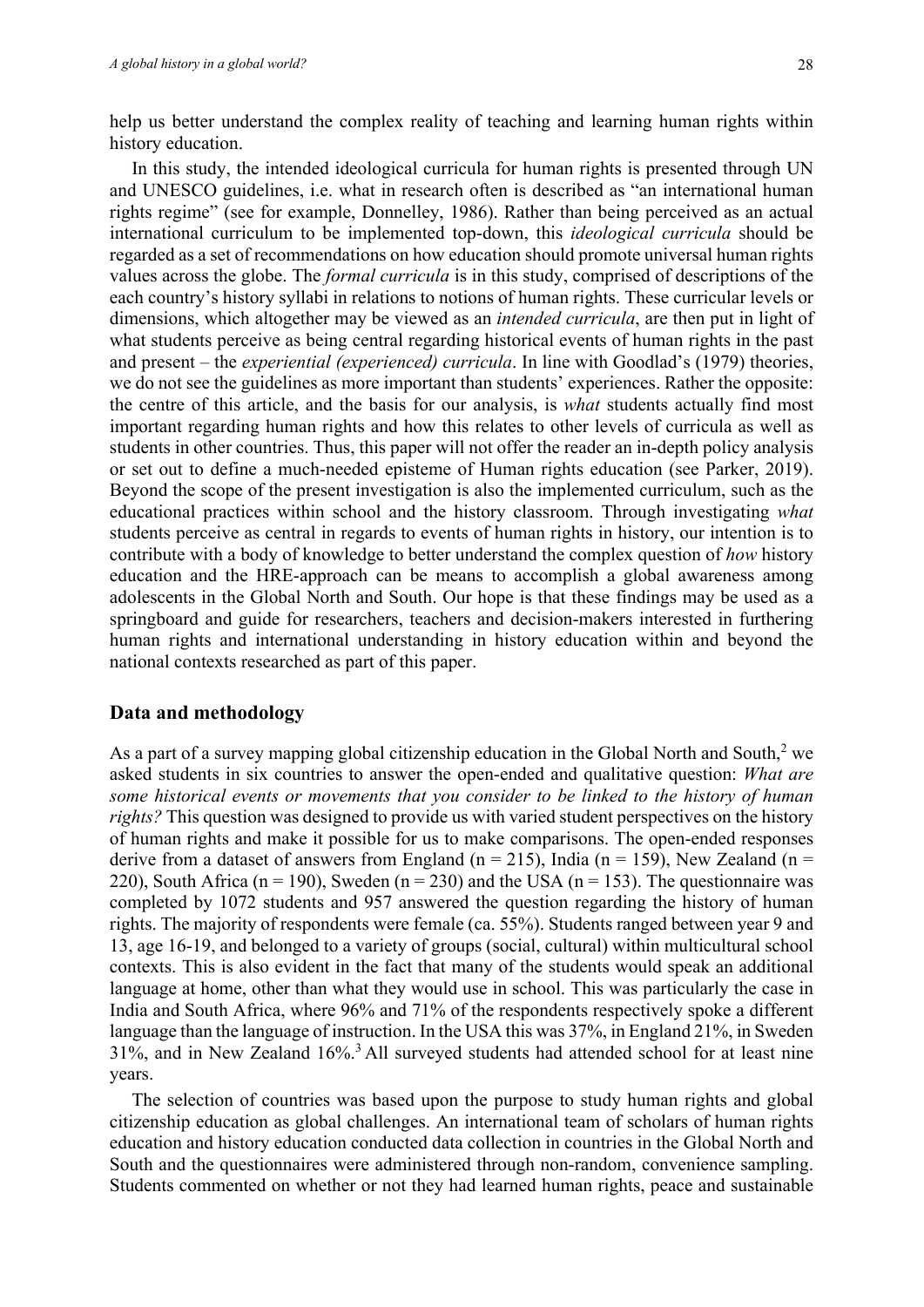help us better understand the complex reality of teaching and learning human rights within history education.

In this study, the intended ideological curricula for human rights is presented through UN and UNESCO guidelines, i.e. what in research often is described as "an international human rights regime" (see for example, Donnelley, 1986). Rather than being perceived as an actual international curriculum to be implemented top-down, this *ideological curricula* should be regarded as a set of recommendations on how education should promote universal human rights values across the globe. The *formal curricula* is in this study, comprised of descriptions of the each country's history syllabi in relations to notions of human rights. These curricular levels or dimensions, which altogether may be viewed as an *intended curricula*, are then put in light of what students perceive as being central regarding historical events of human rights in the past and present – the *experiential (experienced) curricula*. In line with Goodlad's (1979) theories, we do not see the guidelines as more important than students' experiences. Rather the opposite: the centre of this article, and the basis for our analysis, is *what* students actually find most important regarding human rights and how this relates to other levels of curricula as well as students in other countries. Thus, this paper will not offer the reader an in-depth policy analysis or set out to define a much-needed episteme of Human rights education (see Parker, 2019). Beyond the scope of the present investigation is also the implemented curriculum, such as the educational practices within school and the history classroom. Through investigating *what* students perceive as central in regards to events of human rights in history, our intention is to contribute with a body of knowledge to better understand the complex question of *how* history education and the HRE-approach can be means to accomplish a global awareness among adolescents in the Global North and South. Our hope is that these findings may be used as a springboard and guide for researchers, teachers and decision-makers interested in furthering human rights and international understanding in history education within and beyond the national contexts researched as part of this paper.

## Data and methodology

As a part of a survey mapping global citizenship education in the Global North and South,[2] we asked students in six countries to answer the open-ended and qualitative question: *What are some historical events or movements that you consider to be linked to the history of human rights?* This question was designed to provide us with varied student perspectives on the history of human rights and make it possible for us to make comparisons. The open-ended responses derive from a dataset of answers from England (n = 215), India (n = 159), New Zealand (n = 220), South Africa (n = 190), Sweden (n = 230) and the USA (n = 153). The questionnaire was completed by 1072 students and 957 answered the question regarding the history of human rights. The majority of respondents were female (ca. 55%). Students ranged between year 9 and 13, age 16-19, and belonged to a variety of groups (social, cultural) within multicultural school contexts. This is also evident in the fact that many of the students would speak an additional language at home, other than what they would use in school. This was particularly the case in India and South Africa, where 96% and 71% of the respondents respectively spoke a different language than the language of instruction. In the USA this was 37%, in England 21%, in Sweden 31%, and in New Zealand 16%.[3] All surveyed students had attended school for at least nine years.

The selection of countries was based upon the purpose to study human rights and global citizenship education as global challenges. An international team of scholars of human rights education and history education conducted data collection in countries in the Global North and South and the questionnaires were administered through non-random, convenience sampling. Students commented on whether or not they had learned human rights, peace and sustainable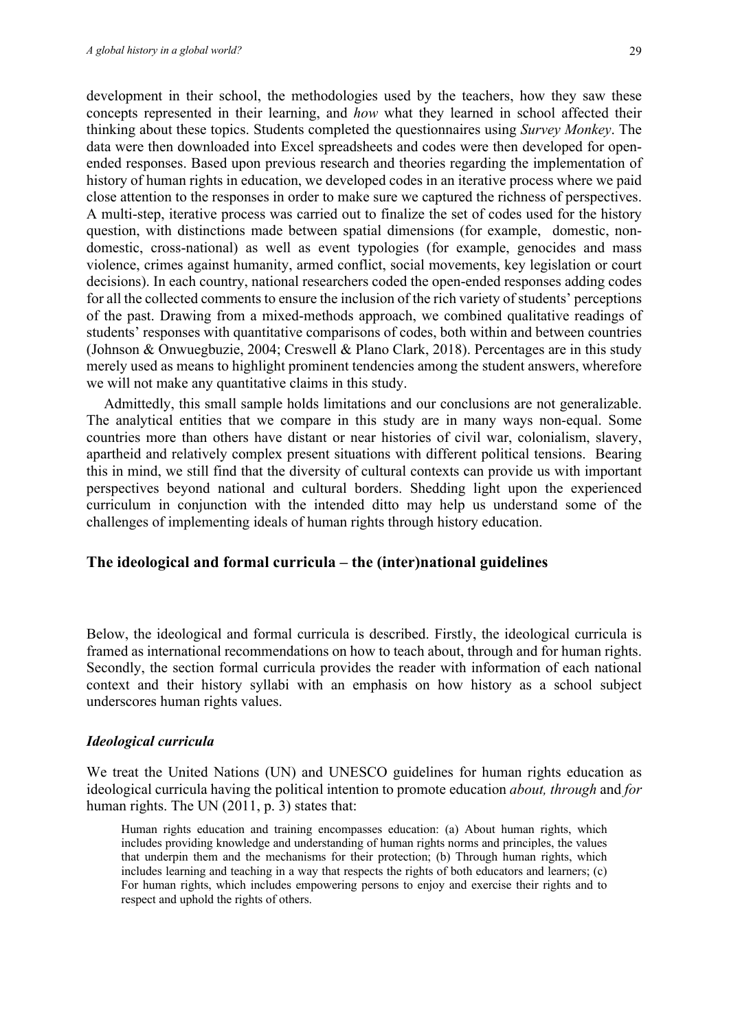development in their school, the methodologies used by the teachers, how they saw these concepts represented in their learning, and *how* what they learned in school affected their thinking about these topics. Students completed the questionnaires using *Survey Monkey*. The data were then downloaded into Excel spreadsheets and codes were then developed for open-ended responses. Based upon previous research and theories regarding the implementation of history of human rights in education, we developed codes in an iterative process where we paid close attention to the responses in order to make sure we captured the richness of perspectives. A multi-step, iterative process was carried out to finalize the set of codes used for the history question, with distinctions made between spatial dimensions (for example, domestic, non-domestic, cross-national) as well as event typologies (for example, genocides and mass violence, crimes against humanity, armed conflict, social movements, key legislation or court decisions). In each country, national researchers coded the open-ended responses adding codes for all the collected comments to ensure the inclusion of the rich variety of students' perceptions of the past. Drawing from a mixed-methods approach, we combined qualitative readings of students' responses with quantitative comparisons of codes, both within and between countries (Johnson & Onwuegbuzie, 2004; Creswell & Plano Clark, 2018). Percentages are in this study merely used as means to highlight prominent tendencies among the student answers, wherefore we will not make any quantitative claims in this study.

Admittedly, this small sample holds limitations and our conclusions are not generalizable. The analytical entities that we compare in this study are in many ways non-equal. Some countries more than others have distant or near histories of civil war, colonialism, slavery, apartheid and relatively complex present situations with different political tensions. Bearing this in mind, we still find that the diversity of cultural contexts can provide us with important perspectives beyond national and cultural borders. Shedding light upon the experienced curriculum in conjunction with the intended ditto may help us understand some of the challenges of implementing ideals of human rights through history education.

## The ideological and formal curricula – the (inter)national guidelines

Below, the ideological and formal curricula is described. Firstly, the ideological curricula is framed as international recommendations on how to teach about, through and for human rights. Secondly, the section formal curricula provides the reader with information of each national context and their history syllabi with an emphasis on how history as a school subject underscores human rights values.

### *Ideological curricula*

We treat the United Nations (UN) and UNESCO guidelines for human rights education as ideological curricula having the political intention to promote education *about, through* and *for* human rights. The UN (2011, p. 3) states that:

> Human rights education and training encompasses education: (a) About human rights, which includes providing knowledge and understanding of human rights norms and principles, the values that underpin them and the mechanisms for their protection; (b) Through human rights, which includes learning and teaching in a way that respects the rights of both educators and learners; (c) For human rights, which includes empowering persons to enjoy and exercise their rights and to respect and uphold the rights of others.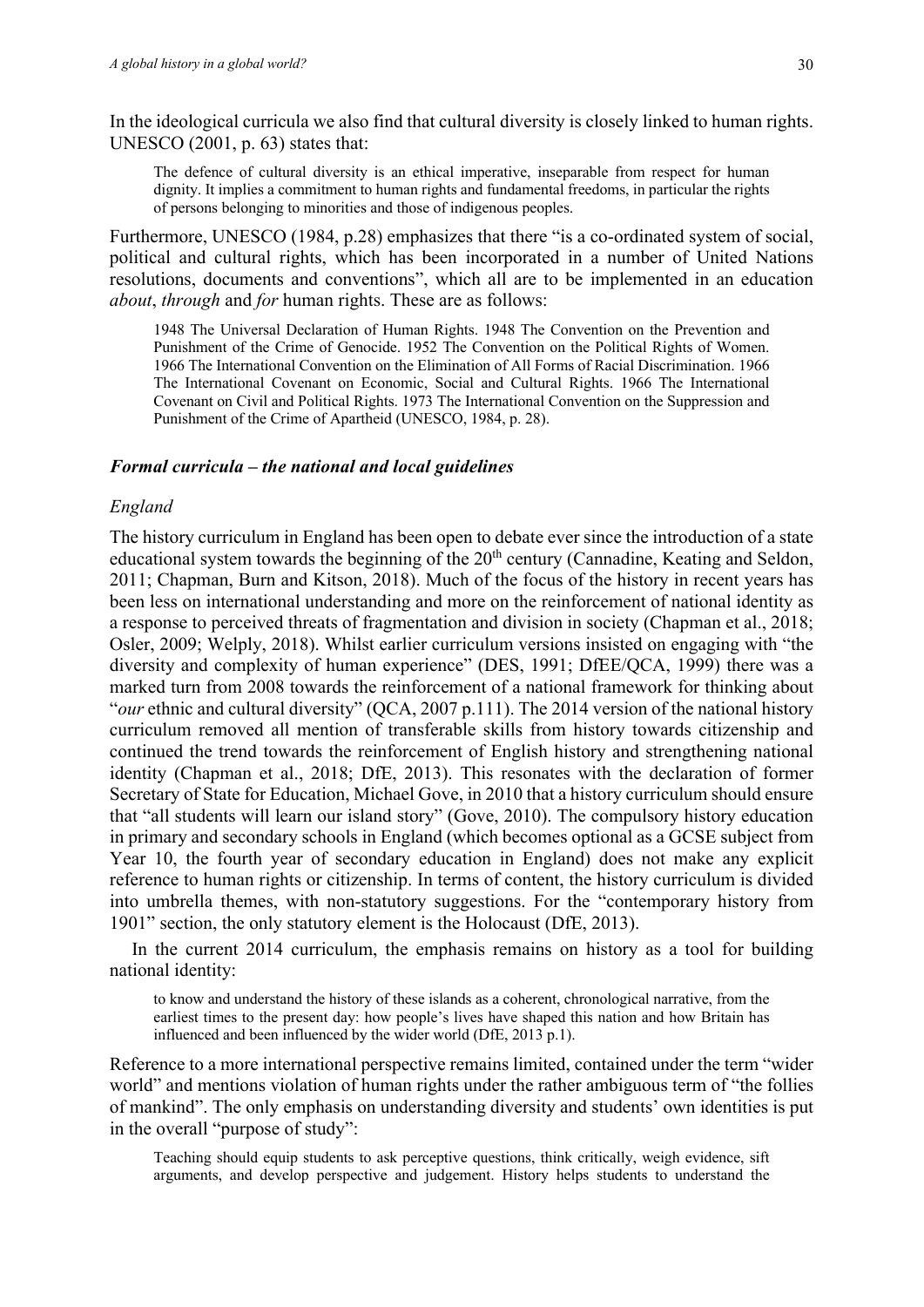In the ideological curricula we also find that cultural diversity is closely linked to human rights. UNESCO (2001, p. 63) states that:

> The defence of cultural diversity is an ethical imperative, inseparable from respect for human dignity. It implies a commitment to human rights and fundamental freedoms, in particular the rights of persons belonging to minorities and those of indigenous peoples.

Furthermore, UNESCO (1984, p.28) emphasizes that there "is a co-ordinated system of social, political and cultural rights, which has been incorporated in a number of United Nations resolutions, documents and conventions", which all are to be implemented in an education *about*, *through* and *for* human rights. These are as follows:

> 1948 The Universal Declaration of Human Rights. 1948 The Convention on the Prevention and Punishment of the Crime of Genocide. 1952 The Convention on the Political Rights of Women. 1966 The International Convention on the Elimination of All Forms of Racial Discrimination. 1966 The International Covenant on Economic, Social and Cultural Rights. 1966 The International Covenant on Civil and Political Rights. 1973 The International Convention on the Suppression and Punishment of the Crime of Apartheid (UNESCO, 1984, p. 28).

### *Formal curricula – the national and local guidelines*

#### *England*

The history curriculum in England has been open to debate ever since the introduction of a state educational system towards the beginning of the 20th century (Cannadine, Keating and Seldon, 2011; Chapman, Burn and Kitson, 2018). Much of the focus of the history in recent years has been less on international understanding and more on the reinforcement of national identity as a response to perceived threats of fragmentation and division in society (Chapman et al., 2018; Osler, 2009; Welply, 2018). Whilst earlier curriculum versions insisted on engaging with "the diversity and complexity of human experience" (DES, 1991; DfEE/QCA, 1999) there was a marked turn from 2008 towards the reinforcement of a national framework for thinking about "*our* ethnic and cultural diversity" (QCA, 2007 p.111). The 2014 version of the national history curriculum removed all mention of transferable skills from history towards citizenship and continued the trend towards the reinforcement of English history and strengthening national identity (Chapman et al., 2018; DfE, 2013). This resonates with the declaration of former Secretary of State for Education, Michael Gove, in 2010 that a history curriculum should ensure that "all students will learn our island story" (Gove, 2010). The compulsory history education in primary and secondary schools in England (which becomes optional as a GCSE subject from Year 10, the fourth year of secondary education in England) does not make any explicit reference to human rights or citizenship. In terms of content, the history curriculum is divided into umbrella themes, with non-statutory suggestions. For the "contemporary history from 1901" section, the only statutory element is the Holocaust (DfE, 2013).

In the current 2014 curriculum, the emphasis remains on history as a tool for building national identity:

> to know and understand the history of these islands as a coherent, chronological narrative, from the earliest times to the present day: how people's lives have shaped this nation and how Britain has influenced and been influenced by the wider world (DfE, 2013 p.1).

Reference to a more international perspective remains limited, contained under the term "wider world" and mentions violation of human rights under the rather ambiguous term of "the follies of mankind". The only emphasis on understanding diversity and students' own identities is put in the overall "purpose of study":

> Teaching should equip students to ask perceptive questions, think critically, weigh evidence, sift arguments, and develop perspective and judgement. History helps students to understand the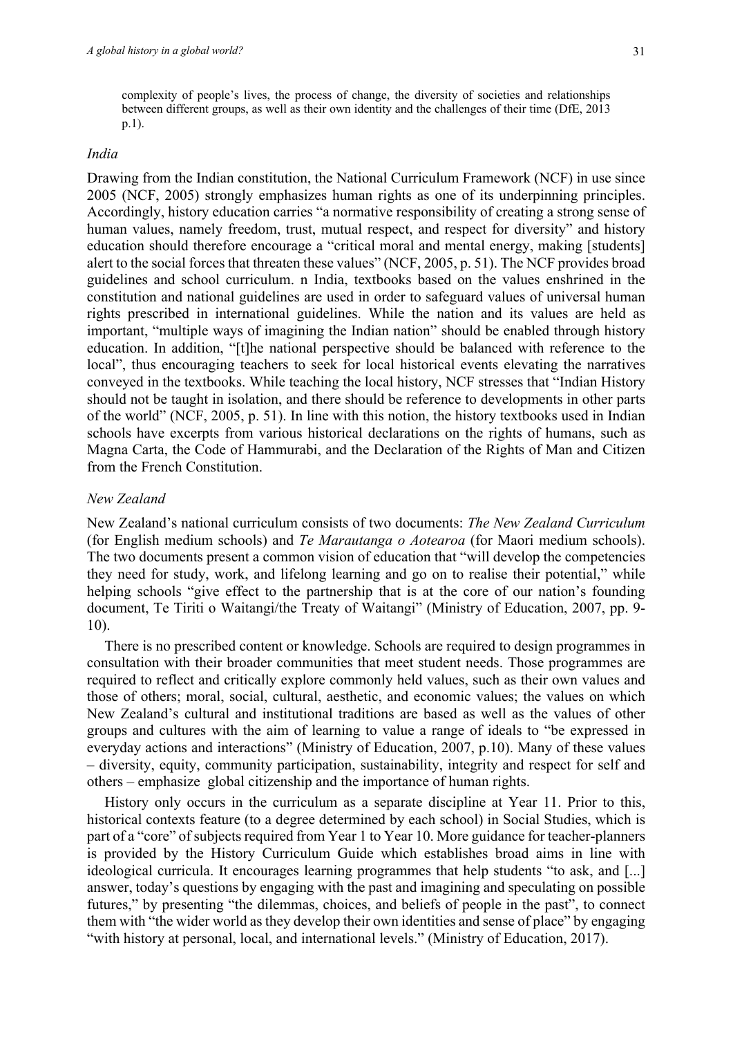complexity of people's lives, the process of change, the diversity of societies and relationships between different groups, as well as their own identity and the challenges of their time (DfE, 2013 p.1).

### *India*

Drawing from the Indian constitution, the National Curriculum Framework (NCF) in use since 2005 (NCF, 2005) strongly emphasizes human rights as one of its underpinning principles. Accordingly, history education carries "a normative responsibility of creating a strong sense of human values, namely freedom, trust, mutual respect, and respect for diversity" and history education should therefore encourage a "critical moral and mental energy, making [students] alert to the social forces that threaten these values" (NCF, 2005, p. 51). The NCF provides broad guidelines and school curriculum. n India, textbooks based on the values enshrined in the constitution and national guidelines are used in order to safeguard values of universal human rights prescribed in international guidelines. While the nation and its values are held as important, "multiple ways of imagining the Indian nation" should be enabled through history education. In addition, "[t]he national perspective should be balanced with reference to the local", thus encouraging teachers to seek for local historical events elevating the narratives conveyed in the textbooks. While teaching the local history, NCF stresses that "Indian History should not be taught in isolation, and there should be reference to developments in other parts of the world" (NCF, 2005, p. 51). In line with this notion, the history textbooks used in Indian schools have excerpts from various historical declarations on the rights of humans, such as Magna Carta, the Code of Hammurabi, and the Declaration of the Rights of Man and Citizen from the French Constitution.

### *New Zealand*

New Zealand's national curriculum consists of two documents: *The New Zealand Curriculum* (for English medium schools) and *Te Marautanga o Aotearoa* (for Maori medium schools). The two documents present a common vision of education that "will develop the competencies they need for study, work, and lifelong learning and go on to realise their potential," while helping schools "give effect to the partnership that is at the core of our nation's founding document, Te Tiriti o Waitangi/the Treaty of Waitangi" (Ministry of Education, 2007, pp. 9-10).

There is no prescribed content or knowledge. Schools are required to design programmes in consultation with their broader communities that meet student needs. Those programmes are required to reflect and critically explore commonly held values, such as their own values and those of others; moral, social, cultural, aesthetic, and economic values; the values on which New Zealand's cultural and institutional traditions are based as well as the values of other groups and cultures with the aim of learning to value a range of ideals to "be expressed in everyday actions and interactions" (Ministry of Education, 2007, p.10). Many of these values – diversity, equity, community participation, sustainability, integrity and respect for self and others – emphasize global citizenship and the importance of human rights.

History only occurs in the curriculum as a separate discipline at Year 11. Prior to this, historical contexts feature (to a degree determined by each school) in Social Studies, which is part of a "core" of subjects required from Year 1 to Year 10. More guidance for teacher-planners is provided by the History Curriculum Guide which establishes broad aims in line with ideological curricula. It encourages learning programmes that help students "to ask, and [...] answer, today's questions by engaging with the past and imagining and speculating on possible futures," by presenting "the dilemmas, choices, and beliefs of people in the past", to connect them with "the wider world as they develop their own identities and sense of place" by engaging "with history at personal, local, and international levels." (Ministry of Education, 2017).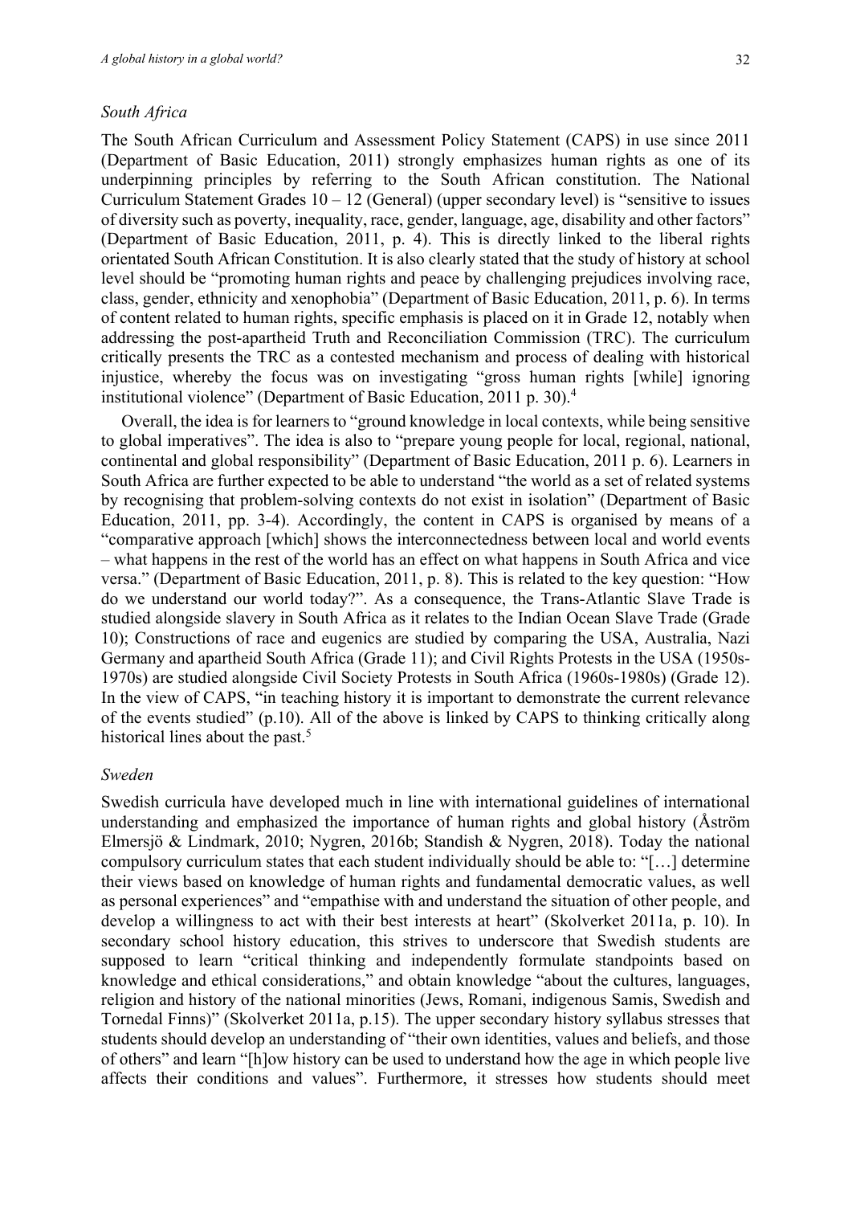### *South Africa*

The South African Curriculum and Assessment Policy Statement (CAPS) in use since 2011 (Department of Basic Education, 2011) strongly emphasizes human rights as one of its underpinning principles by referring to the South African constitution. The National Curriculum Statement Grades 10 – 12 (General) (upper secondary level) is "sensitive to issues of diversity such as poverty, inequality, race, gender, language, age, disability and other factors" (Department of Basic Education, 2011, p. 4). This is directly linked to the liberal rights orientated South African Constitution. It is also clearly stated that the study of history at school level should be "promoting human rights and peace by challenging prejudices involving race, class, gender, ethnicity and xenophobia" (Department of Basic Education, 2011, p. 6). In terms of content related to human rights, specific emphasis is placed on it in Grade 12, notably when addressing the post-apartheid Truth and Reconciliation Commission (TRC). The curriculum critically presents the TRC as a contested mechanism and process of dealing with historical injustice, whereby the focus was on investigating "gross human rights [while] ignoring institutional violence" (Department of Basic Education, 2011 p. 30).[4]

Overall, the idea is for learners to "ground knowledge in local contexts, while being sensitive to global imperatives". The idea is also to "prepare young people for local, regional, national, continental and global responsibility" (Department of Basic Education, 2011 p. 6). Learners in South Africa are further expected to be able to understand "the world as a set of related systems by recognising that problem-solving contexts do not exist in isolation" (Department of Basic Education, 2011, pp. 3-4). Accordingly, the content in CAPS is organised by means of a "comparative approach [which] shows the interconnectedness between local and world events – what happens in the rest of the world has an effect on what happens in South Africa and vice versa." (Department of Basic Education, 2011, p. 8). This is related to the key question: "How do we understand our world today?". As a consequence, the Trans-Atlantic Slave Trade is studied alongside slavery in South Africa as it relates to the Indian Ocean Slave Trade (Grade 10); Constructions of race and eugenics are studied by comparing the USA, Australia, Nazi Germany and apartheid South Africa (Grade 11); and Civil Rights Protests in the USA (1950s-1970s) are studied alongside Civil Society Protests in South Africa (1960s-1980s) (Grade 12). In the view of CAPS, "in teaching history it is important to demonstrate the current relevance of the events studied" (p.10). All of the above is linked by CAPS to thinking critically along historical lines about the past.[5]

### *Sweden*

Swedish curricula have developed much in line with international guidelines of international understanding and emphasized the importance of human rights and global history (Åström Elmersjö & Lindmark, 2010; Nygren, 2016b; Standish & Nygren, 2018). Today the national compulsory curriculum states that each student individually should be able to: "[…] determine their views based on knowledge of human rights and fundamental democratic values, as well as personal experiences" and "empathise with and understand the situation of other people, and develop a willingness to act with their best interests at heart" (Skolverket 2011a, p. 10). In secondary school history education, this strives to underscore that Swedish students are supposed to learn "critical thinking and independently formulate standpoints based on knowledge and ethical considerations," and obtain knowledge "about the cultures, languages, religion and history of the national minorities (Jews, Romani, indigenous Samis, Swedish and Tornedal Finns)" (Skolverket 2011a, p.15). The upper secondary history syllabus stresses that students should develop an understanding of "their own identities, values and beliefs, and those of others" and learn "[h]ow history can be used to understand how the age in which people live affects their conditions and values". Furthermore, it stresses how students should meet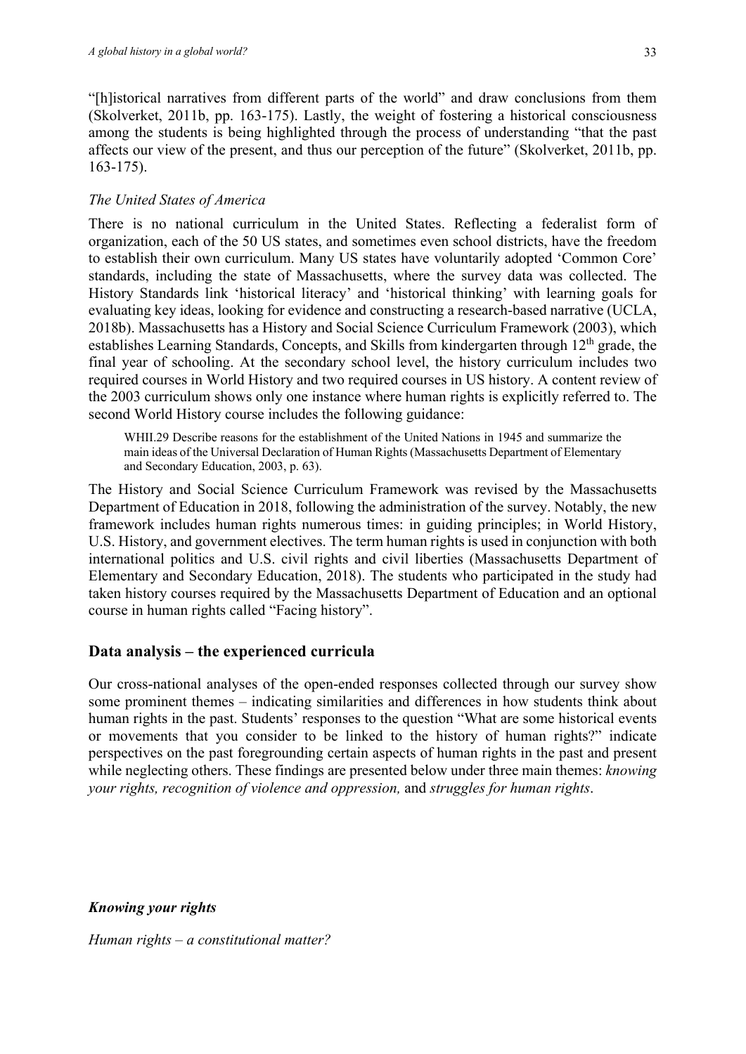"[h]istorical narratives from different parts of the world" and draw conclusions from them (Skolverket, 2011b, pp. 163-175). Lastly, the weight of fostering a historical consciousness among the students is being highlighted through the process of understanding "that the past affects our view of the present, and thus our perception of the future" (Skolverket, 2011b, pp. 163-175).

*The United States of America*

There is no national curriculum in the United States. Reflecting a federalist form of organization, each of the 50 US states, and sometimes even school districts, have the freedom to establish their own curriculum. Many US states have voluntarily adopted 'Common Core' standards, including the state of Massachusetts, where the survey data was collected. The History Standards link 'historical literacy' and 'historical thinking' with learning goals for evaluating key ideas, looking for evidence and constructing a research-based narrative (UCLA, 2018b). Massachusetts has a History and Social Science Curriculum Framework (2003), which establishes Learning Standards, Concepts, and Skills from kindergarten through 12th grade, the final year of schooling. At the secondary school level, the history curriculum includes two required courses in World History and two required courses in US history. A content review of the 2003 curriculum shows only one instance where human rights is explicitly referred to. The second World History course includes the following guidance:

> WHII.29 Describe reasons for the establishment of the United Nations in 1945 and summarize the main ideas of the Universal Declaration of Human Rights (Massachusetts Department of Elementary and Secondary Education, 2003, p. 63).

The History and Social Science Curriculum Framework was revised by the Massachusetts Department of Education in 2018, following the administration of the survey. Notably, the new framework includes human rights numerous times: in guiding principles; in World History, U.S. History, and government electives. The term human rights is used in conjunction with both international politics and U.S. civil rights and civil liberties (Massachusetts Department of Elementary and Secondary Education, 2018). The students who participated in the study had taken history courses required by the Massachusetts Department of Education and an optional course in human rights called "Facing history".

## Data analysis – the experienced curricula

Our cross-national analyses of the open-ended responses collected through our survey show some prominent themes – indicating similarities and differences in how students think about human rights in the past. Students' responses to the question "What are some historical events or movements that you consider to be linked to the history of human rights?" indicate perspectives on the past foregrounding certain aspects of human rights in the past and present while neglecting others. These findings are presented below under three main themes: *knowing your rights, recognition of violence and oppression,* and *struggles for human rights*.

### *Knowing your rights*

*Human rights – a constitutional matter?*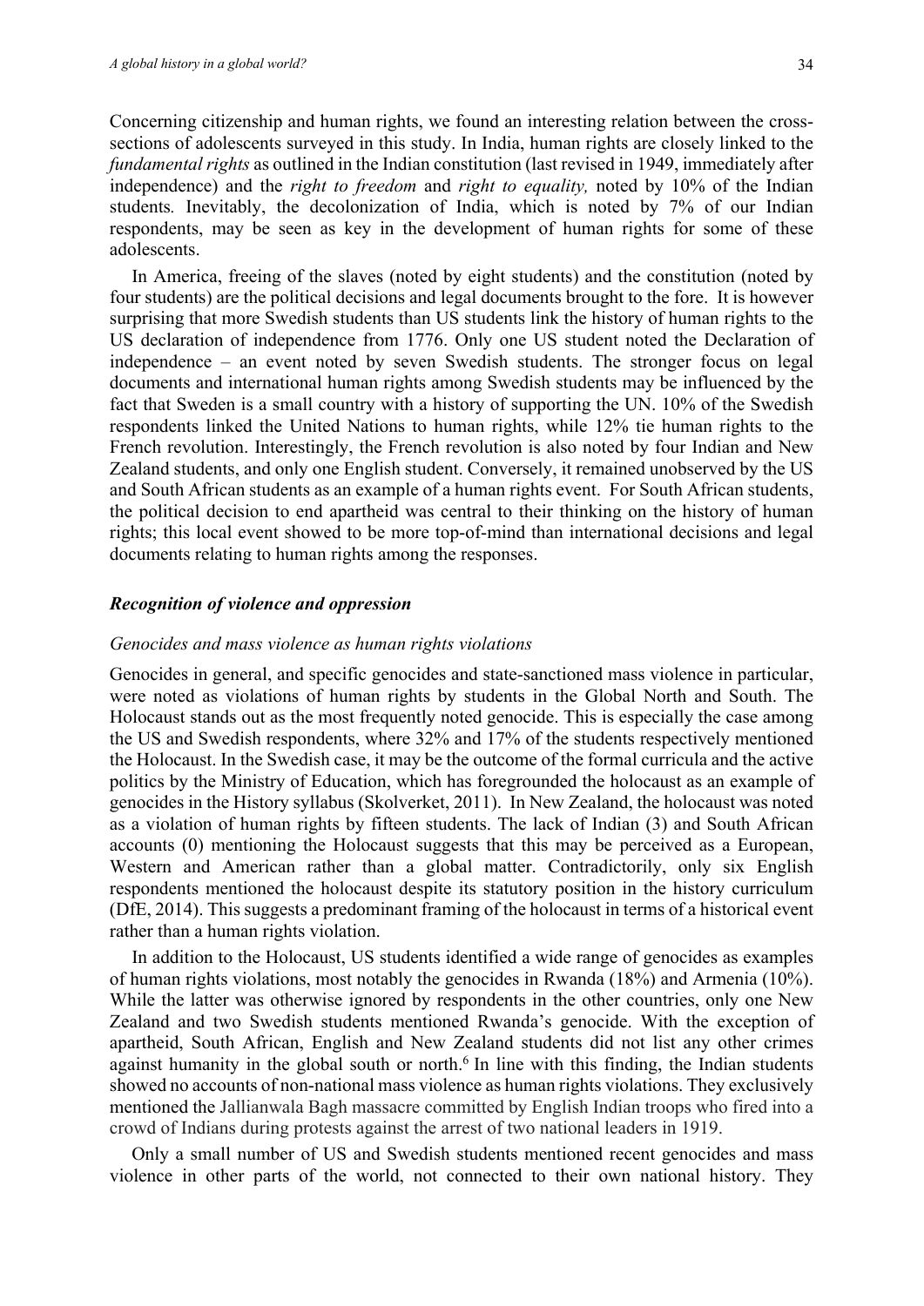Concerning citizenship and human rights, we found an interesting relation between the cross-sections of adolescents surveyed in this study. In India, human rights are closely linked to the *fundamental rights* as outlined in the Indian constitution (last revised in 1949, immediately after independence) and the *right to freedom* and *right to equality,* noted by 10% of the Indian students. Inevitably, the decolonization of India, which is noted by 7% of our Indian respondents, may be seen as key in the development of human rights for some of these adolescents.

In America, freeing of the slaves (noted by eight students) and the constitution (noted by four students) are the political decisions and legal documents brought to the fore. It is however surprising that more Swedish students than US students link the history of human rights to the US declaration of independence from 1776. Only one US student noted the Declaration of independence – an event noted by seven Swedish students. The stronger focus on legal documents and international human rights among Swedish students may be influenced by the fact that Sweden is a small country with a history of supporting the UN. 10% of the Swedish respondents linked the United Nations to human rights, while 12% tie human rights to the French revolution. Interestingly, the French revolution is also noted by four Indian and New Zealand students, and only one English student. Conversely, it remained unobserved by the US and South African students as an example of a human rights event. For South African students, the political decision to end apartheid was central to their thinking on the history of human rights; this local event showed to be more top-of-mind than international decisions and legal documents relating to human rights among the responses.

### *Recognition of violence and oppression*

#### *Genocides and mass violence as human rights violations*

Genocides in general, and specific genocides and state-sanctioned mass violence in particular, were noted as violations of human rights by students in the Global North and South. The Holocaust stands out as the most frequently noted genocide. This is especially the case among the US and Swedish respondents, where 32% and 17% of the students respectively mentioned the Holocaust. In the Swedish case, it may be the outcome of the formal curricula and the active politics by the Ministry of Education, which has foregrounded the holocaust as an example of genocides in the History syllabus (Skolverket, 2011). In New Zealand, the holocaust was noted as a violation of human rights by fifteen students. The lack of Indian (3) and South African accounts (0) mentioning the Holocaust suggests that this may be perceived as a European, Western and American rather than a global matter. Contradictorily, only six English respondents mentioned the holocaust despite its statutory position in the history curriculum (DfE, 2014). This suggests a predominant framing of the holocaust in terms of a historical event rather than a human rights violation.

In addition to the Holocaust, US students identified a wide range of genocides as examples of human rights violations, most notably the genocides in Rwanda (18%) and Armenia (10%). While the latter was otherwise ignored by respondents in the other countries, only one New Zealand and two Swedish students mentioned Rwanda's genocide. With the exception of apartheid, South African, English and New Zealand students did not list any other crimes against humanity in the global south or north.[6] In line with this finding, the Indian students showed no accounts of non-national mass violence as human rights violations. They exclusively mentioned the Jallianwala Bagh massacre committed by English Indian troops who fired into a crowd of Indians during protests against the arrest of two national leaders in 1919.

Only a small number of US and Swedish students mentioned recent genocides and mass violence in other parts of the world, not connected to their own national history. They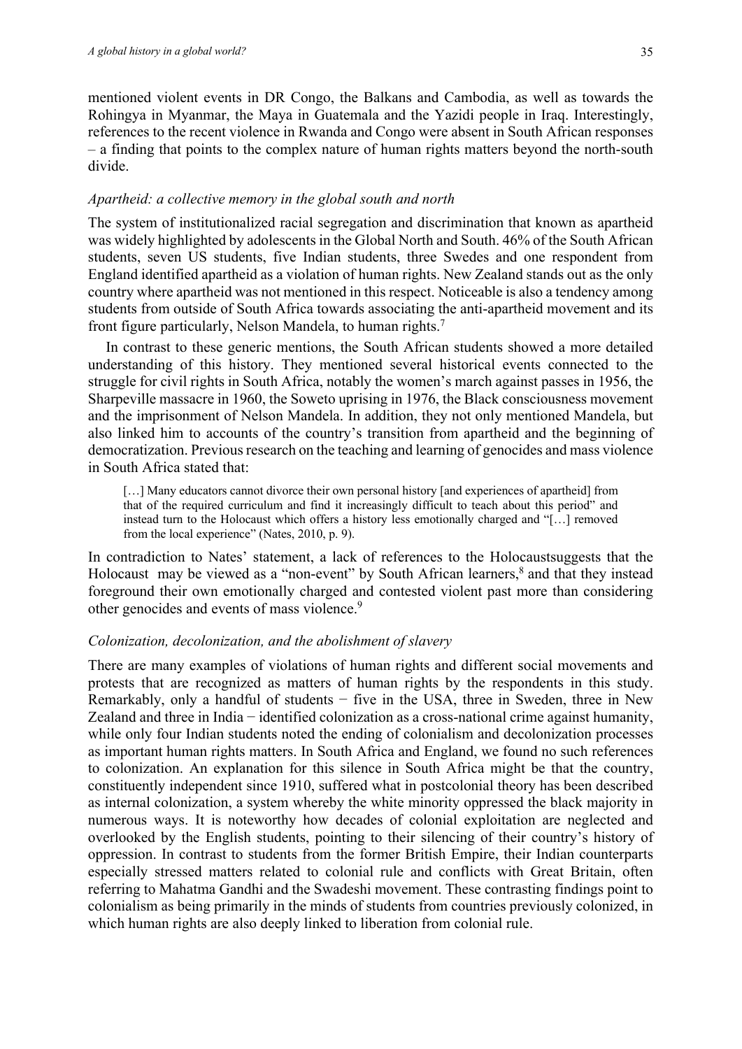mentioned violent events in DR Congo, the Balkans and Cambodia, as well as towards the Rohingya in Myanmar, the Maya in Guatemala and the Yazidi people in Iraq. Interestingly, references to the recent violence in Rwanda and Congo were absent in South African responses – a finding that points to the complex nature of human rights matters beyond the north-south divide.

### *Apartheid: a collective memory in the global south and north*

The system of institutionalized racial segregation and discrimination that known as apartheid was widely highlighted by adolescents in the Global North and South. 46% of the South African students, seven US students, five Indian students, three Swedes and one respondent from England identified apartheid as a violation of human rights. New Zealand stands out as the only country where apartheid was not mentioned in this respect. Noticeable is also a tendency among students from outside of South Africa towards associating the anti-apartheid movement and its front figure particularly, Nelson Mandela, to human rights.[7]

In contrast to these generic mentions, the South African students showed a more detailed understanding of this history. They mentioned several historical events connected to the struggle for civil rights in South Africa, notably the women's march against passes in 1956, the Sharpeville massacre in 1960, the Soweto uprising in 1976, the Black consciousness movement and the imprisonment of Nelson Mandela. In addition, they not only mentioned Mandela, but also linked him to accounts of the country's transition from apartheid and the beginning of democratization. Previous research on the teaching and learning of genocides and mass violence in South Africa stated that:

> […] Many educators cannot divorce their own personal history [and experiences of apartheid] from that of the required curriculum and find it increasingly difficult to teach about this period" and instead turn to the Holocaust which offers a history less emotionally charged and "[…] removed from the local experience" (Nates, 2010, p. 9).

In contradiction to Nates' statement, a lack of references to the Holocaustsuggests that the Holocaust may be viewed as a "non-event" by South African learners,[8] and that they instead foreground their own emotionally charged and contested violent past more than considering other genocides and events of mass violence.[9]

### *Colonization, decolonization, and the abolishment of slavery*

There are many examples of violations of human rights and different social movements and protests that are recognized as matters of human rights by the respondents in this study. Remarkably, only a handful of students − five in the USA, three in Sweden, three in New Zealand and three in India − identified colonization as a cross-national crime against humanity, while only four Indian students noted the ending of colonialism and decolonization processes as important human rights matters. In South Africa and England, we found no such references to colonization. An explanation for this silence in South Africa might be that the country, constituently independent since 1910, suffered what in postcolonial theory has been described as internal colonization, a system whereby the white minority oppressed the black majority in numerous ways. It is noteworthy how decades of colonial exploitation are neglected and overlooked by the English students, pointing to their silencing of their country's history of oppression. In contrast to students from the former British Empire, their Indian counterparts especially stressed matters related to colonial rule and conflicts with Great Britain, often referring to Mahatma Gandhi and the Swadeshi movement. These contrasting findings point to colonialism as being primarily in the minds of students from countries previously colonized, in which human rights are also deeply linked to liberation from colonial rule.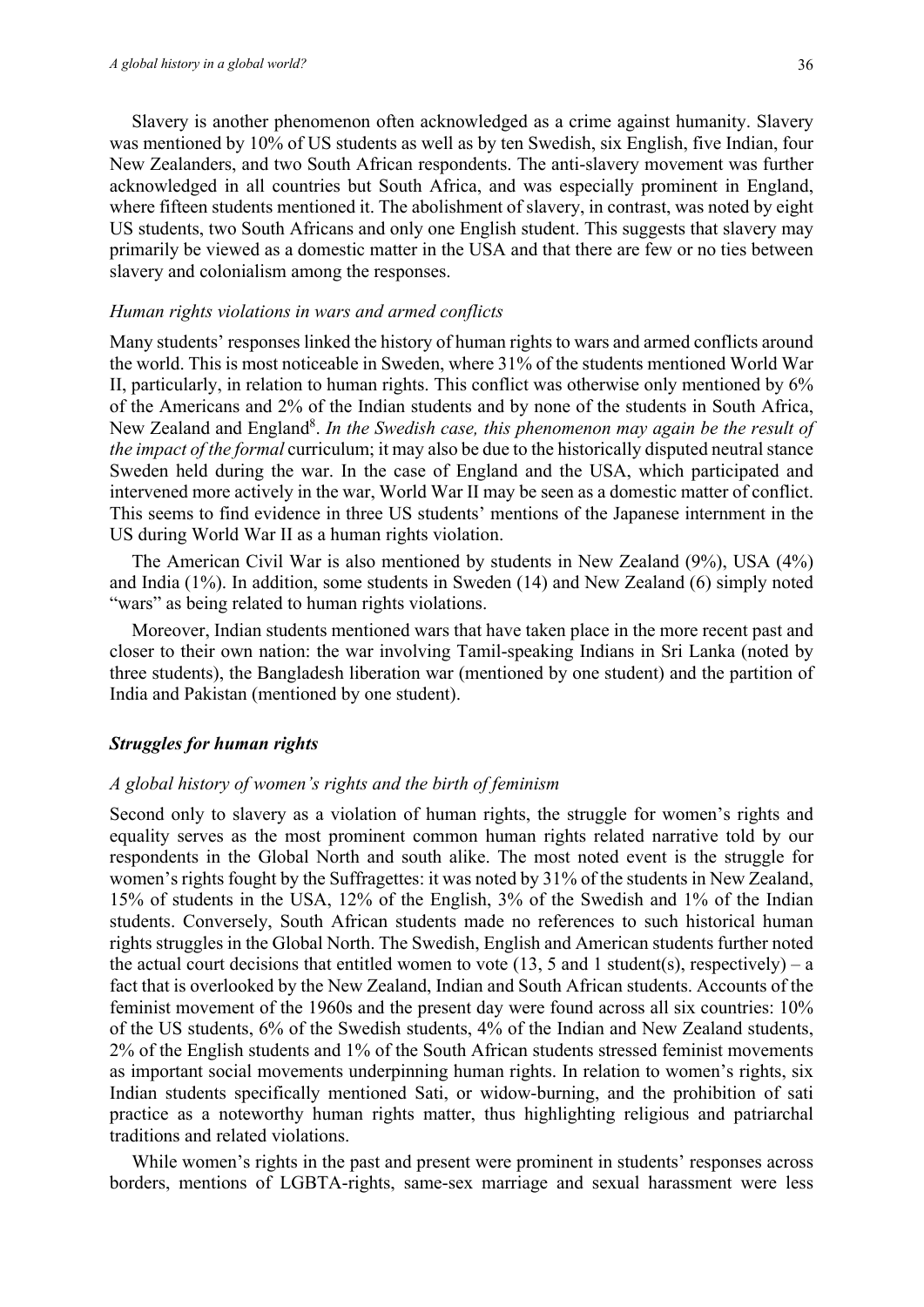Slavery is another phenomenon often acknowledged as a crime against humanity. Slavery was mentioned by 10% of US students as well as by ten Swedish, six English, five Indian, four New Zealanders, and two South African respondents. The anti-slavery movement was further acknowledged in all countries but South Africa, and was especially prominent in England, where fifteen students mentioned it. The abolishment of slavery, in contrast, was noted by eight US students, two South Africans and only one English student. This suggests that slavery may primarily be viewed as a domestic matter in the USA and that there are few or no ties between slavery and colonialism among the responses.

### *Human rights violations in wars and armed conflicts*

Many students' responses linked the history of human rights to wars and armed conflicts around the world. This is most noticeable in Sweden, where 31% of the students mentioned World War II, particularly, in relation to human rights. This conflict was otherwise only mentioned by 6% of the Americans and 2% of the Indian students and by none of the students in South Africa, New Zealand and England[8]. *In the Swedish case, this phenomenon may again be the result of the impact of the formal* curriculum; it may also be due to the historically disputed neutral stance Sweden held during the war. In the case of England and the USA, which participated and intervened more actively in the war, World War II may be seen as a domestic matter of conflict. This seems to find evidence in three US students' mentions of the Japanese internment in the US during World War II as a human rights violation.

The American Civil War is also mentioned by students in New Zealand (9%), USA (4%) and India (1%). In addition, some students in Sweden (14) and New Zealand (6) simply noted "wars" as being related to human rights violations.

Moreover, Indian students mentioned wars that have taken place in the more recent past and closer to their own nation: the war involving Tamil-speaking Indians in Sri Lanka (noted by three students), the Bangladesh liberation war (mentioned by one student) and the partition of India and Pakistan (mentioned by one student).

## ***Struggles for human rights***

### *A global history of women's rights and the birth of feminism*

Second only to slavery as a violation of human rights, the struggle for women's rights and equality serves as the most prominent common human rights related narrative told by our respondents in the Global North and south alike. The most noted event is the struggle for women's rights fought by the Suffragettes: it was noted by 31% of the students in New Zealand, 15% of students in the USA, 12% of the English, 3% of the Swedish and 1% of the Indian students. Conversely, South African students made no references to such historical human rights struggles in the Global North. The Swedish, English and American students further noted the actual court decisions that entitled women to vote (13, 5 and 1 student(s), respectively) – a fact that is overlooked by the New Zealand, Indian and South African students. Accounts of the feminist movement of the 1960s and the present day were found across all six countries: 10% of the US students, 6% of the Swedish students, 4% of the Indian and New Zealand students, 2% of the English students and 1% of the South African students stressed feminist movements as important social movements underpinning human rights. In relation to women's rights, six Indian students specifically mentioned Sati, or widow-burning, and the prohibition of sati practice as a noteworthy human rights matter, thus highlighting religious and patriarchal traditions and related violations.

While women's rights in the past and present were prominent in students' responses across borders, mentions of LGBTA-rights, same-sex marriage and sexual harassment were less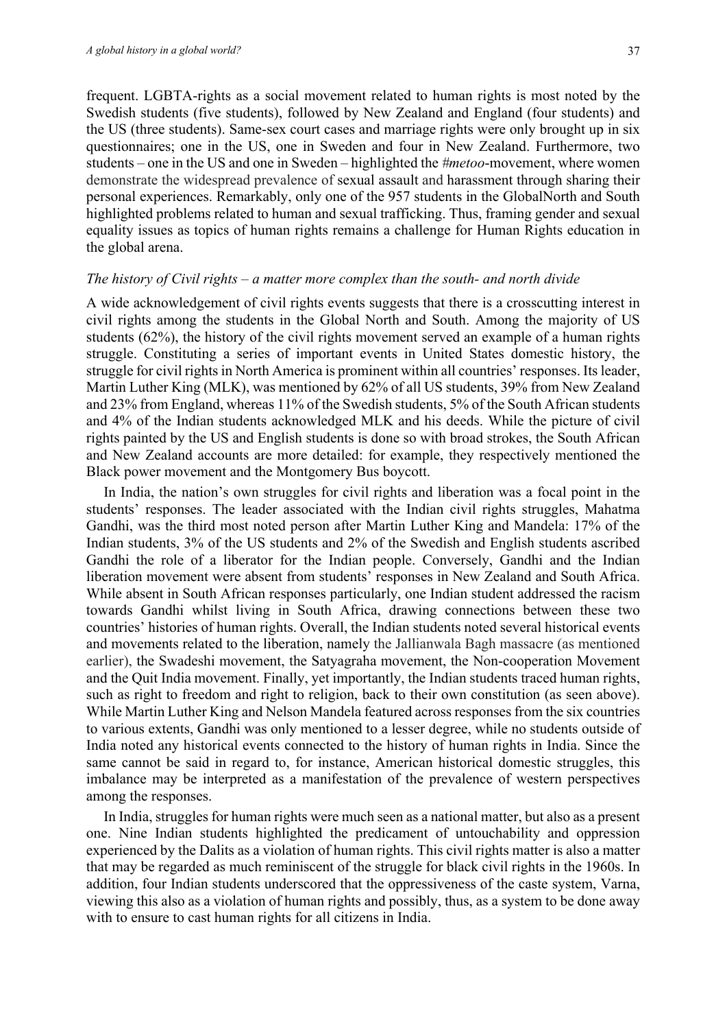frequent. LGBTA-rights as a social movement related to human rights is most noted by the Swedish students (five students), followed by New Zealand and England (four students) and the US (three students). Same-sex court cases and marriage rights were only brought up in six questionnaires; one in the US, one in Sweden and four in New Zealand. Furthermore, two students – one in the US and one in Sweden – highlighted the *#metoo*-movement, where women demonstrate the widespread prevalence of sexual assault and harassment through sharing their personal experiences. Remarkably, only one of the 957 students in the GlobalNorth and South highlighted problems related to human and sexual trafficking. Thus, framing gender and sexual equality issues as topics of human rights remains a challenge for Human Rights education in the global arena.

### *The history of Civil rights – a matter more complex than the south- and north divide*

A wide acknowledgement of civil rights events suggests that there is a crosscutting interest in civil rights among the students in the Global North and South. Among the majority of US students (62%), the history of the civil rights movement served an example of a human rights struggle. Constituting a series of important events in United States domestic history, the struggle for civil rights in North America is prominent within all countries' responses. Its leader, Martin Luther King (MLK), was mentioned by 62% of all US students, 39% from New Zealand and 23% from England, whereas 11% of the Swedish students, 5% of the South African students and 4% of the Indian students acknowledged MLK and his deeds. While the picture of civil rights painted by the US and English students is done so with broad strokes, the South African and New Zealand accounts are more detailed: for example, they respectively mentioned the Black power movement and the Montgomery Bus boycott.

In India, the nation's own struggles for civil rights and liberation was a focal point in the students' responses. The leader associated with the Indian civil rights struggles, Mahatma Gandhi, was the third most noted person after Martin Luther King and Mandela: 17% of the Indian students, 3% of the US students and 2% of the Swedish and English students ascribed Gandhi the role of a liberator for the Indian people. Conversely, Gandhi and the Indian liberation movement were absent from students' responses in New Zealand and South Africa. While absent in South African responses particularly, one Indian student addressed the racism towards Gandhi whilst living in South Africa, drawing connections between these two countries' histories of human rights. Overall, the Indian students noted several historical events and movements related to the liberation, namely the Jallianwala Bagh massacre (as mentioned earlier), the Swadeshi movement, the Satyagraha movement, the Non-cooperation Movement and the Quit India movement. Finally, yet importantly, the Indian students traced human rights, such as right to freedom and right to religion, back to their own constitution (as seen above). While Martin Luther King and Nelson Mandela featured across responses from the six countries to various extents, Gandhi was only mentioned to a lesser degree, while no students outside of India noted any historical events connected to the history of human rights in India. Since the same cannot be said in regard to, for instance, American historical domestic struggles, this imbalance may be interpreted as a manifestation of the prevalence of western perspectives among the responses.

In India, struggles for human rights were much seen as a national matter, but also as a present one. Nine Indian students highlighted the predicament of untouchability and oppression experienced by the Dalits as a violation of human rights. This civil rights matter is also a matter that may be regarded as much reminiscent of the struggle for black civil rights in the 1960s. In addition, four Indian students underscored that the oppressiveness of the caste system, Varna, viewing this also as a violation of human rights and possibly, thus, as a system to be done away with to ensure to cast human rights for all citizens in India.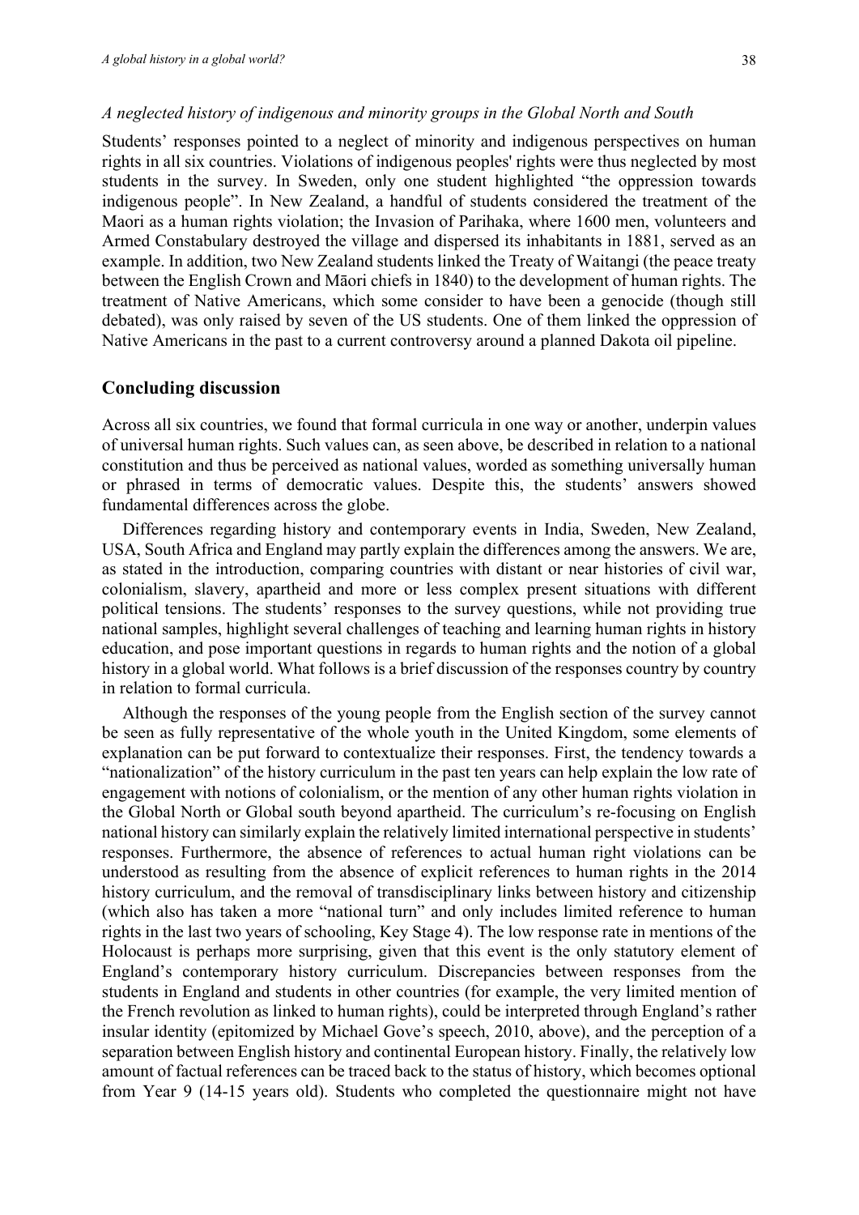*A neglected history of indigenous and minority groups in the Global North and South*

Students' responses pointed to a neglect of minority and indigenous perspectives on human rights in all six countries. Violations of indigenous peoples' rights were thus neglected by most students in the survey. In Sweden, only one student highlighted "the oppression towards indigenous people". In New Zealand, a handful of students considered the treatment of the Maori as a human rights violation; the Invasion of Parihaka, where 1600 men, volunteers and Armed Constabulary destroyed the village and dispersed its inhabitants in 1881, served as an example. In addition, two New Zealand students linked the Treaty of Waitangi (the peace treaty between the English Crown and Māori chiefs in 1840) to the development of human rights. The treatment of Native Americans, which some consider to have been a genocide (though still debated), was only raised by seven of the US students. One of them linked the oppression of Native Americans in the past to a current controversy around a planned Dakota oil pipeline.

## Concluding discussion

Across all six countries, we found that formal curricula in one way or another, underpin values of universal human rights. Such values can, as seen above, be described in relation to a national constitution and thus be perceived as national values, worded as something universally human or phrased in terms of democratic values. Despite this, the students' answers showed fundamental differences across the globe.

Differences regarding history and contemporary events in India, Sweden, New Zealand, USA, South Africa and England may partly explain the differences among the answers. We are, as stated in the introduction, comparing countries with distant or near histories of civil war, colonialism, slavery, apartheid and more or less complex present situations with different political tensions. The students' responses to the survey questions, while not providing true national samples, highlight several challenges of teaching and learning human rights in history education, and pose important questions in regards to human rights and the notion of a global history in a global world. What follows is a brief discussion of the responses country by country in relation to formal curricula.

Although the responses of the young people from the English section of the survey cannot be seen as fully representative of the whole youth in the United Kingdom, some elements of explanation can be put forward to contextualize their responses. First, the tendency towards a "nationalization" of the history curriculum in the past ten years can help explain the low rate of engagement with notions of colonialism, or the mention of any other human rights violation in the Global North or Global south beyond apartheid. The curriculum's re-focusing on English national history can similarly explain the relatively limited international perspective in students' responses. Furthermore, the absence of references to actual human right violations can be understood as resulting from the absence of explicit references to human rights in the 2014 history curriculum, and the removal of transdisciplinary links between history and citizenship (which also has taken a more "national turn" and only includes limited reference to human rights in the last two years of schooling, Key Stage 4). The low response rate in mentions of the Holocaust is perhaps more surprising, given that this event is the only statutory element of England's contemporary history curriculum. Discrepancies between responses from the students in England and students in other countries (for example, the very limited mention of the French revolution as linked to human rights), could be interpreted through England's rather insular identity (epitomized by Michael Gove's speech, 2010, above), and the perception of a separation between English history and continental European history. Finally, the relatively low amount of factual references can be traced back to the status of history, which becomes optional from Year 9 (14-15 years old). Students who completed the questionnaire might not have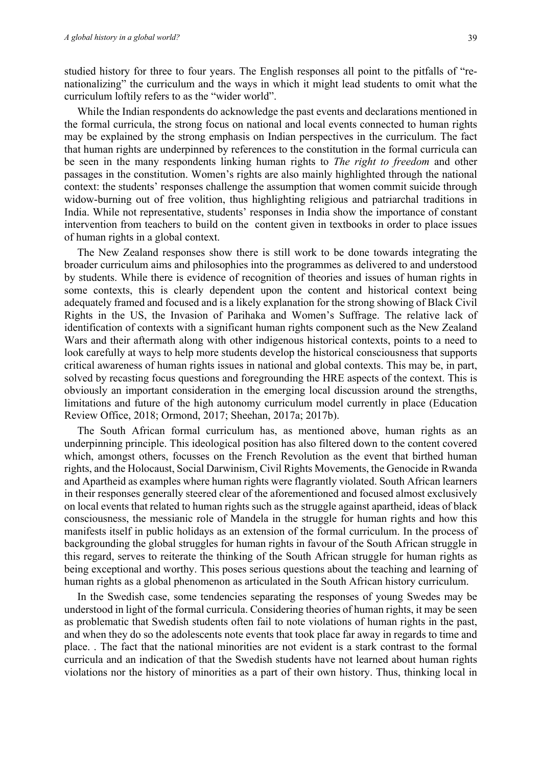studied history for three to four years. The English responses all point to the pitfalls of "re-nationalizing" the curriculum and the ways in which it might lead students to omit what the curriculum loftily refers to as the "wider world".

While the Indian respondents do acknowledge the past events and declarations mentioned in the formal curricula, the strong focus on national and local events connected to human rights may be explained by the strong emphasis on Indian perspectives in the curriculum. The fact that human rights are underpinned by references to the constitution in the formal curricula can be seen in the many respondents linking human rights to *The right to freedom* and other passages in the constitution. Women's rights are also mainly highlighted through the national context: the students' responses challenge the assumption that women commit suicide through widow-burning out of free volition, thus highlighting religious and patriarchal traditions in India. While not representative, students' responses in India show the importance of constant intervention from teachers to build on the content given in textbooks in order to place issues of human rights in a global context.

The New Zealand responses show there is still work to be done towards integrating the broader curriculum aims and philosophies into the programmes as delivered to and understood by students. While there is evidence of recognition of theories and issues of human rights in some contexts, this is clearly dependent upon the content and historical context being adequately framed and focused and is a likely explanation for the strong showing of Black Civil Rights in the US, the Invasion of Parihaka and Women's Suffrage. The relative lack of identification of contexts with a significant human rights component such as the New Zealand Wars and their aftermath along with other indigenous historical contexts, points to a need to look carefully at ways to help more students develop the historical consciousness that supports critical awareness of human rights issues in national and global contexts. This may be, in part, solved by recasting focus questions and foregrounding the HRE aspects of the context. This is obviously an important consideration in the emerging local discussion around the strengths, limitations and future of the high autonomy curriculum model currently in place (Education Review Office, 2018; Ormond, 2017; Sheehan, 2017a; 2017b).

The South African formal curriculum has, as mentioned above, human rights as an underpinning principle. This ideological position has also filtered down to the content covered which, amongst others, focusses on the French Revolution as the event that birthed human rights, and the Holocaust, Social Darwinism, Civil Rights Movements, the Genocide in Rwanda and Apartheid as examples where human rights were flagrantly violated. South African learners in their responses generally steered clear of the aforementioned and focused almost exclusively on local events that related to human rights such as the struggle against apartheid, ideas of black consciousness, the messianic role of Mandela in the struggle for human rights and how this manifests itself in public holidays as an extension of the formal curriculum. In the process of backgrounding the global struggles for human rights in favour of the South African struggle in this regard, serves to reiterate the thinking of the South African struggle for human rights as being exceptional and worthy. This poses serious questions about the teaching and learning of human rights as a global phenomenon as articulated in the South African history curriculum.

In the Swedish case, some tendencies separating the responses of young Swedes may be understood in light of the formal curricula. Considering theories of human rights, it may be seen as problematic that Swedish students often fail to note violations of human rights in the past, and when they do so the adolescents note events that took place far away in regards to time and place. . The fact that the national minorities are not evident is a stark contrast to the formal curricula and an indication of that the Swedish students have not learned about human rights violations nor the history of minorities as a part of their own history. Thus, thinking local in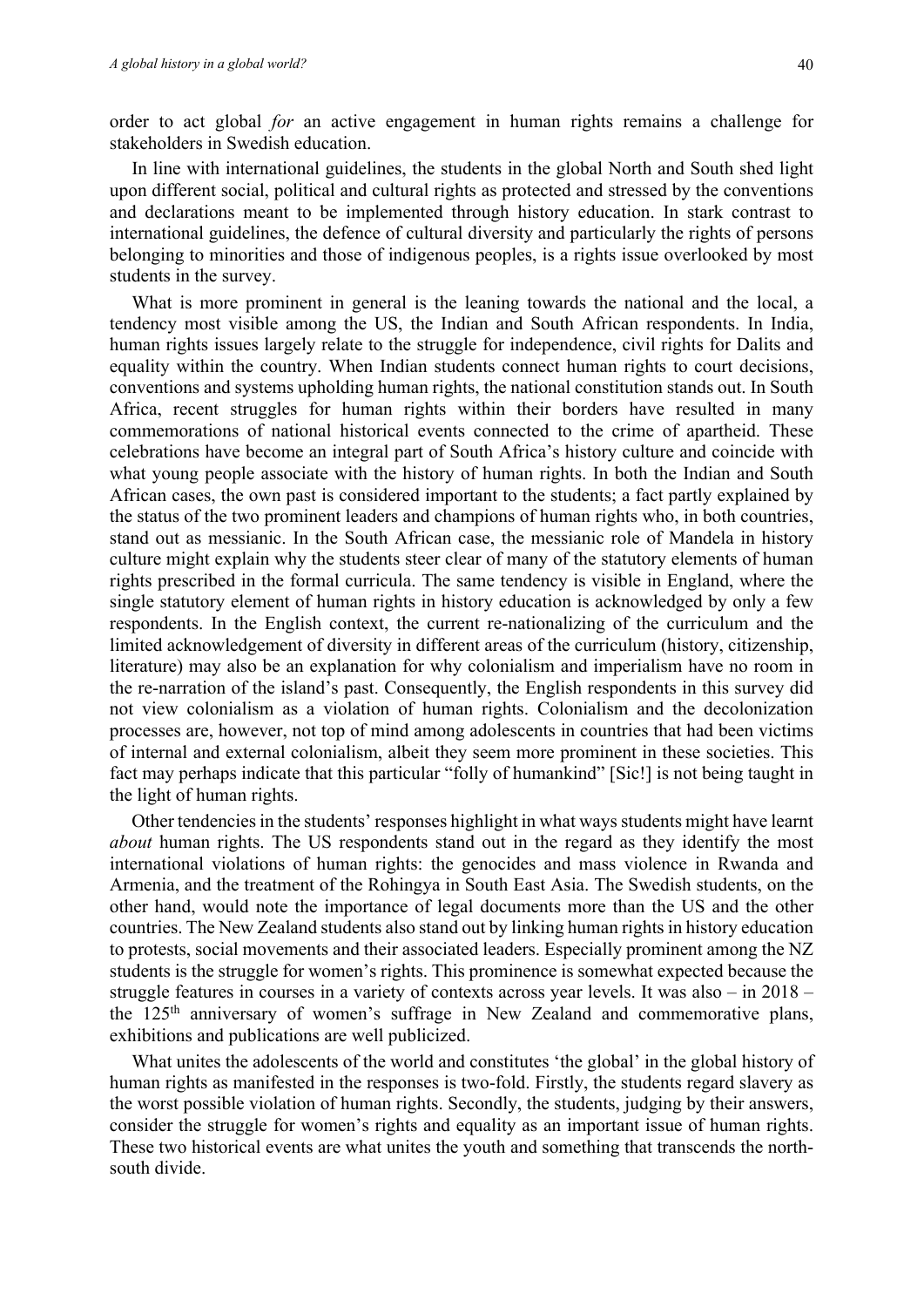order to act global *for* an active engagement in human rights remains a challenge for stakeholders in Swedish education.

In line with international guidelines, the students in the global North and South shed light upon different social, political and cultural rights as protected and stressed by the conventions and declarations meant to be implemented through history education. In stark contrast to international guidelines, the defence of cultural diversity and particularly the rights of persons belonging to minorities and those of indigenous peoples, is a rights issue overlooked by most students in the survey.

What is more prominent in general is the leaning towards the national and the local, a tendency most visible among the US, the Indian and South African respondents. In India, human rights issues largely relate to the struggle for independence, civil rights for Dalits and equality within the country. When Indian students connect human rights to court decisions, conventions and systems upholding human rights, the national constitution stands out. In South Africa, recent struggles for human rights within their borders have resulted in many commemorations of national historical events connected to the crime of apartheid. These celebrations have become an integral part of South Africa's history culture and coincide with what young people associate with the history of human rights. In both the Indian and South African cases, the own past is considered important to the students; a fact partly explained by the status of the two prominent leaders and champions of human rights who, in both countries, stand out as messianic. In the South African case, the messianic role of Mandela in history culture might explain why the students steer clear of many of the statutory elements of human rights prescribed in the formal curricula. The same tendency is visible in England, where the single statutory element of human rights in history education is acknowledged by only a few respondents. In the English context, the current re-nationalizing of the curriculum and the limited acknowledgement of diversity in different areas of the curriculum (history, citizenship, literature) may also be an explanation for why colonialism and imperialism have no room in the re-narration of the island's past. Consequently, the English respondents in this survey did not view colonialism as a violation of human rights. Colonialism and the decolonization processes are, however, not top of mind among adolescents in countries that had been victims of internal and external colonialism, albeit they seem more prominent in these societies. This fact may perhaps indicate that this particular "folly of humankind" [Sic!] is not being taught in the light of human rights.

Other tendencies in the students' responses highlight in what ways students might have learnt *about* human rights. The US respondents stand out in the regard as they identify the most international violations of human rights: the genocides and mass violence in Rwanda and Armenia, and the treatment of the Rohingya in South East Asia. The Swedish students, on the other hand, would note the importance of legal documents more than the US and the other countries. The New Zealand students also stand out by linking human rights in history education to protests, social movements and their associated leaders. Especially prominent among the NZ students is the struggle for women's rights. This prominence is somewhat expected because the struggle features in courses in a variety of contexts across year levels. It was also – in 2018 – the 125th anniversary of women's suffrage in New Zealand and commemorative plans, exhibitions and publications are well publicized.

What unites the adolescents of the world and constitutes 'the global' in the global history of human rights as manifested in the responses is two-fold. Firstly, the students regard slavery as the worst possible violation of human rights. Secondly, the students, judging by their answers, consider the struggle for women's rights and equality as an important issue of human rights. These two historical events are what unites the youth and something that transcends the north-south divide.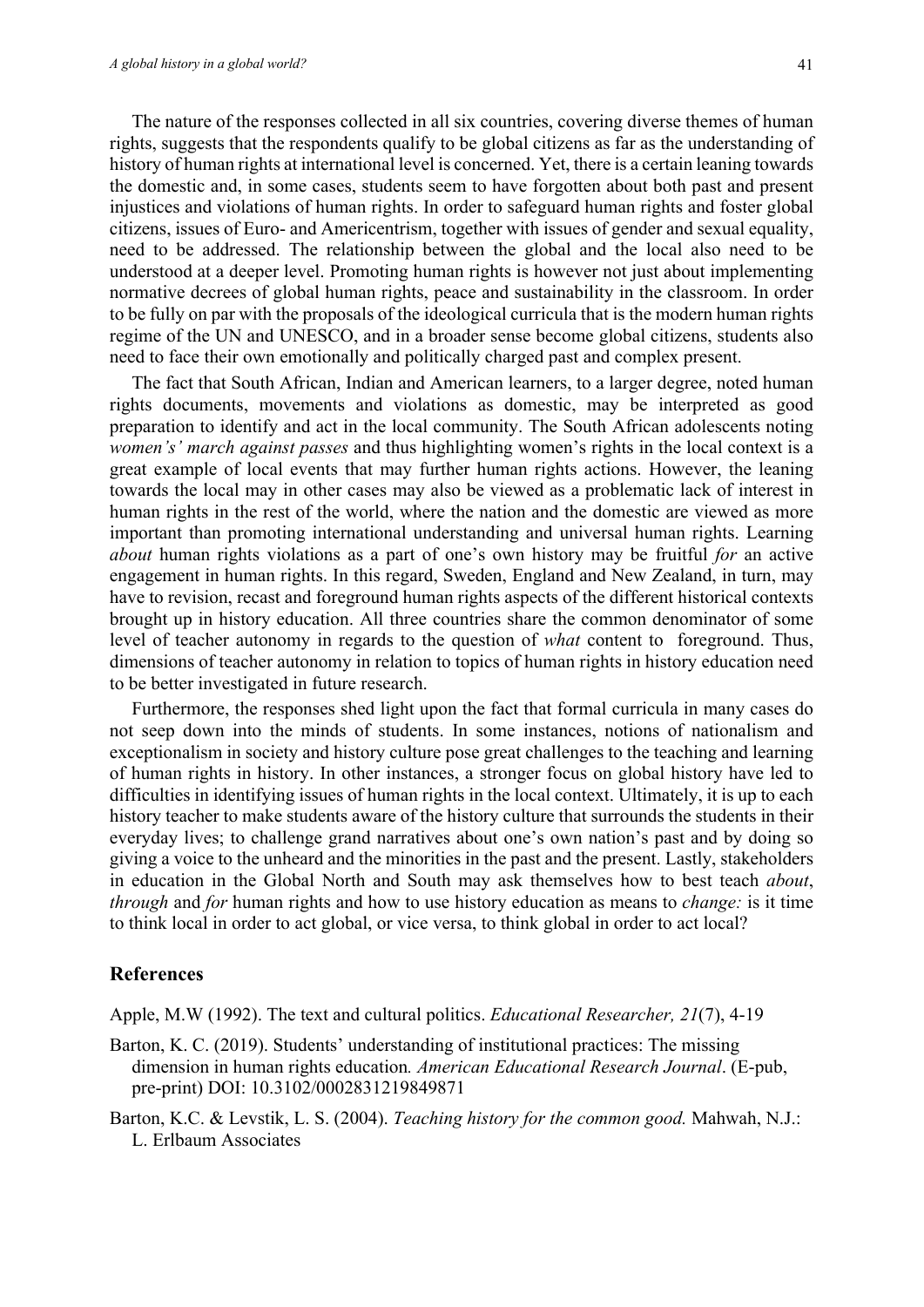The nature of the responses collected in all six countries, covering diverse themes of human rights, suggests that the respondents qualify to be global citizens as far as the understanding of history of human rights at international level is concerned. Yet, there is a certain leaning towards the domestic and, in some cases, students seem to have forgotten about both past and present injustices and violations of human rights. In order to safeguard human rights and foster global citizens, issues of Euro- and Americentrism, together with issues of gender and sexual equality, need to be addressed. The relationship between the global and the local also need to be understood at a deeper level. Promoting human rights is however not just about implementing normative decrees of global human rights, peace and sustainability in the classroom. In order to be fully on par with the proposals of the ideological curricula that is the modern human rights regime of the UN and UNESCO, and in a broader sense become global citizens, students also need to face their own emotionally and politically charged past and complex present.

The fact that South African, Indian and American learners, to a larger degree, noted human rights documents, movements and violations as domestic, may be interpreted as good preparation to identify and act in the local community. The South African adolescents noting *women's' march against passes* and thus highlighting women's rights in the local context is a great example of local events that may further human rights actions. However, the leaning towards the local may in other cases may also be viewed as a problematic lack of interest in human rights in the rest of the world, where the nation and the domestic are viewed as more important than promoting international understanding and universal human rights. Learning *about* human rights violations as a part of one's own history may be fruitful *for* an active engagement in human rights. In this regard, Sweden, England and New Zealand, in turn, may have to revision, recast and foreground human rights aspects of the different historical contexts brought up in history education. All three countries share the common denominator of some level of teacher autonomy in regards to the question of *what* content to foreground. Thus, dimensions of teacher autonomy in relation to topics of human rights in history education need to be better investigated in future research.

Furthermore, the responses shed light upon the fact that formal curricula in many cases do not seep down into the minds of students. In some instances, notions of nationalism and exceptionalism in society and history culture pose great challenges to the teaching and learning of human rights in history. In other instances, a stronger focus on global history have led to difficulties in identifying issues of human rights in the local context. Ultimately, it is up to each history teacher to make students aware of the history culture that surrounds the students in their everyday lives; to challenge grand narratives about one's own nation's past and by doing so giving a voice to the unheard and the minorities in the past and the present. Lastly, stakeholders in education in the Global North and South may ask themselves how to best teach *about*, *through* and *for* human rights and how to use history education as means to *change:* is it time to think local in order to act global, or vice versa, to think global in order to act local?

## References

Apple, M.W (1992). The text and cultural politics. *Educational Researcher, 21*(7), 4-19

Barton, K. C. (2019). Students' understanding of institutional practices: The missing dimension in human rights education*. American Educational Research Journal*. (E-pub, pre-print) DOI: 10.3102/0002831219849871

Barton, K.C. & Levstik, L. S. (2004). *Teaching history for the common good.* Mahwah, N.J.: L. Erlbaum Associates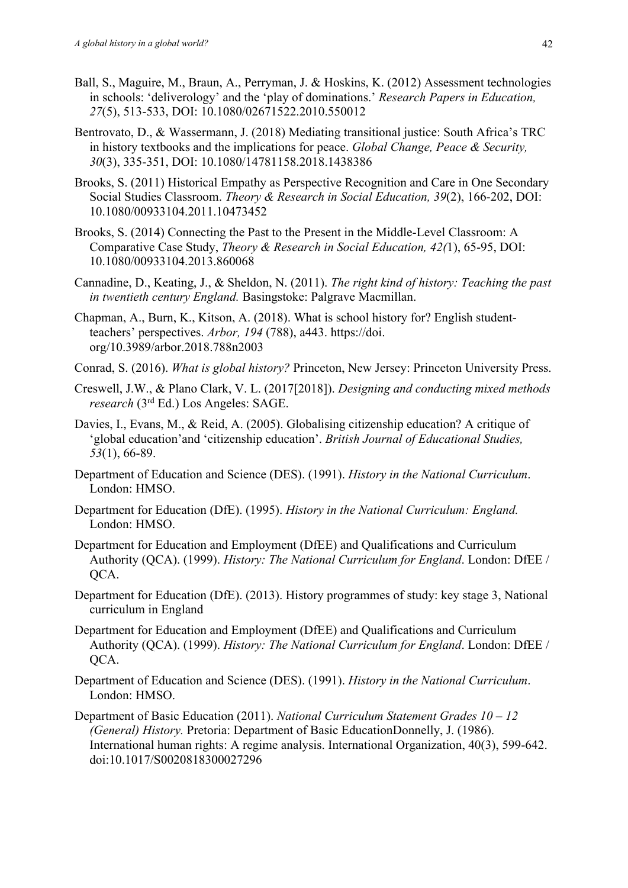Ball, S., Maguire, M., Braun, A., Perryman, J. & Hoskins, K. (2012) Assessment technologies in schools: 'deliverology' and the 'play of dominations.' *Research Papers in Education, 27*(5), 513-533, DOI: 10.1080/02671522.2010.550012

Bentrovato, D., & Wassermann, J. (2018) Mediating transitional justice: South Africa's TRC in history textbooks and the implications for peace. *Global Change, Peace & Security, 30*(3), 335-351, DOI: 10.1080/14781158.2018.1438386

Brooks, S. (2011) Historical Empathy as Perspective Recognition and Care in One Secondary Social Studies Classroom. *Theory & Research in Social Education, 39*(2), 166-202, DOI: 10.1080/00933104.2011.10473452

Brooks, S. (2014) Connecting the Past to the Present in the Middle-Level Classroom: A Comparative Case Study, *Theory & Research in Social Education, 42(*1), 65-95, DOI: 10.1080/00933104.2013.860068

Cannadine, D., Keating, J., & Sheldon, N. (2011). *The right kind of history: Teaching the past in twentieth century England.* Basingstoke: Palgrave Macmillan.

Chapman, A., Burn, K., Kitson, A. (2018). What is school history for? English student-teachers' perspectives. *Arbor, 194* (788), a443. https://doi.org/10.3989/arbor.2018.788n2003

Conrad, S. (2016). *What is global history?* Princeton, New Jersey: Princeton University Press.

Creswell, J.W., & Plano Clark, V. L. (2017[2018]). *Designing and conducting mixed methods research* (3rd Ed.) Los Angeles: SAGE.

Davies, I., Evans, M., & Reid, A. (2005). Globalising citizenship education? A critique of 'global education'and 'citizenship education'. *British Journal of Educational Studies, 53*(1), 66-89.

Department of Education and Science (DES). (1991). *History in the National Curriculum*. London: HMSO.

Department for Education (DfE). (1995). *History in the National Curriculum: England.* London: HMSO.

Department for Education and Employment (DfEE) and Qualifications and Curriculum Authority (QCA). (1999). *History: The National Curriculum for England*. London: DfEE / QCA.

Department for Education (DfE). (2013). History programmes of study: key stage 3, National curriculum in England

Department for Education and Employment (DfEE) and Qualifications and Curriculum Authority (QCA). (1999). *History: The National Curriculum for England*. London: DfEE / QCA.

Department of Education and Science (DES). (1991). *History in the National Curriculum*. London: HMSO.

Department of Basic Education (2011). *National Curriculum Statement Grades 10 – 12 (General) History.* Pretoria: Department of Basic EducationDonnelly, J. (1986). International human rights: A regime analysis. International Organization, 40(3), 599-642. doi:10.1017/S0020818300027296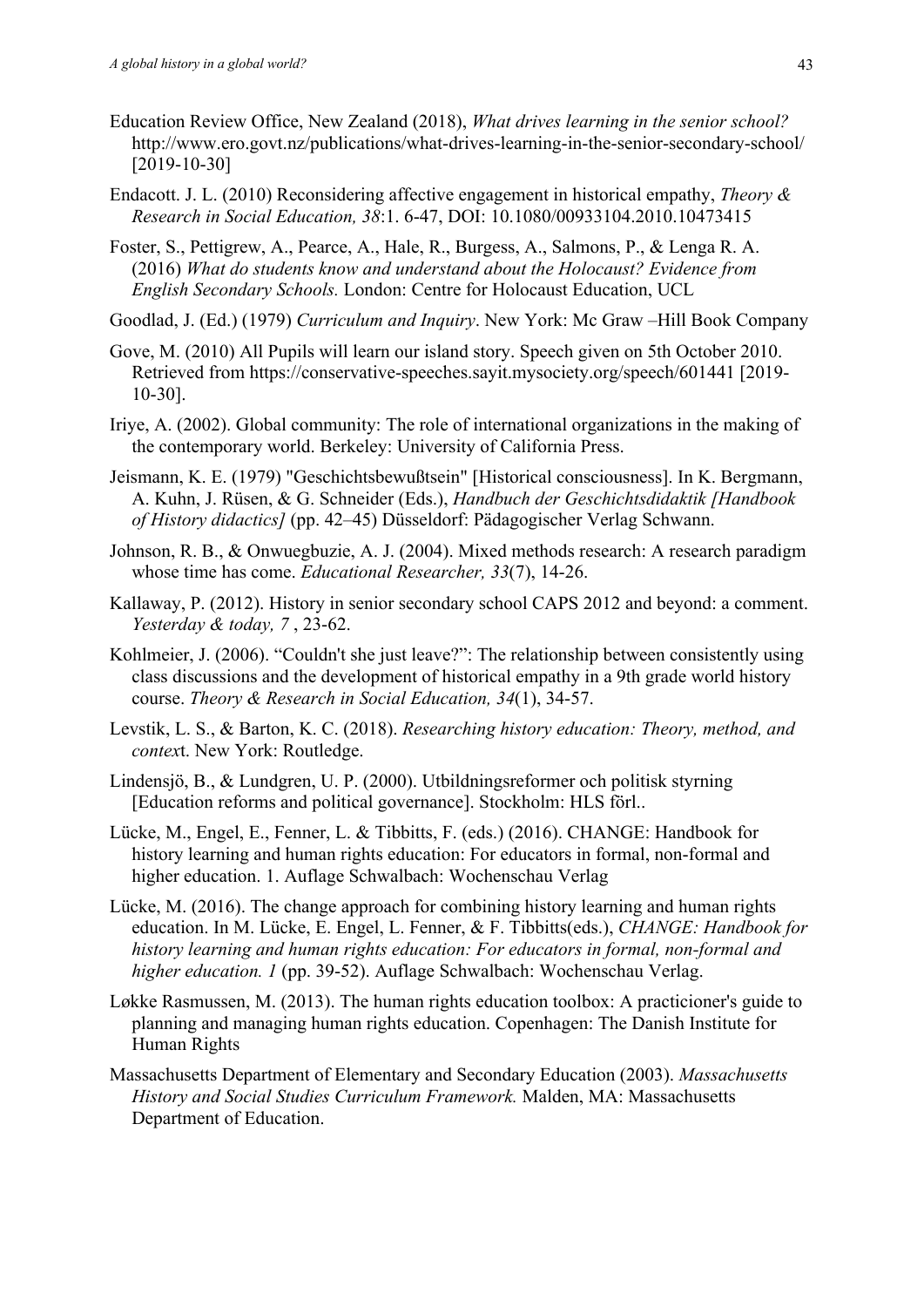Education Review Office, New Zealand (2018), *What drives learning in the senior school?* http://www.ero.govt.nz/publications/what-drives-learning-in-the-senior-secondary-school/ [2019-10-30]

Endacott. J. L. (2010) Reconsidering affective engagement in historical empathy, *Theory & Research in Social Education, 38*:1. 6-47, DOI: 10.1080/00933104.2010.10473415

Foster, S., Pettigrew, A., Pearce, A., Hale, R., Burgess, A., Salmons, P., & Lenga R. A. (2016) *What do students know and understand about the Holocaust? Evidence from English Secondary Schools.* London: Centre for Holocaust Education, UCL

Goodlad, J. (Ed.) (1979) *Curriculum and Inquiry*. New York: Mc Graw –Hill Book Company

Gove, M. (2010) All Pupils will learn our island story. Speech given on 5th October 2010. Retrieved from https://conservative-speeches.sayit.mysociety.org/speech/601441 [2019-10-30].

Iriye, A. (2002). Global community: The role of international organizations in the making of the contemporary world. Berkeley: University of California Press.

Jeismann, K. E. (1979) "Geschichtsbewußtsein" [Historical consciousness]. In K. Bergmann, A. Kuhn, J. Rüsen, & G. Schneider (Eds.), *Handbuch der Geschichtsdidaktik [Handbook of History didactics]* (pp. 42–45) Düsseldorf: Pädagogischer Verlag Schwann.

Johnson, R. B., & Onwuegbuzie, A. J. (2004). Mixed methods research: A research paradigm whose time has come. *Educational Researcher, 33*(7), 14-26.

Kallaway, P. (2012). History in senior secondary school CAPS 2012 and beyond: a comment. *Yesterday & today, 7* , 23-62.

Kohlmeier, J. (2006). "Couldn't she just leave?": The relationship between consistently using class discussions and the development of historical empathy in a 9th grade world history course. *Theory & Research in Social Education, 34*(1), 34-57.

Levstik, L. S., & Barton, K. C. (2018). *Researching history education: Theory, method, and context*. New York: Routledge.

Lindensjö, B., & Lundgren, U. P. (2000). Utbildningsreformer och politisk styrning [Education reforms and political governance]. Stockholm: HLS förl..

Lücke, M., Engel, E., Fenner, L. & Tibbitts, F. (eds.) (2016). CHANGE: Handbook for history learning and human rights education: For educators in formal, non-formal and higher education. 1. Auflage Schwalbach: Wochenschau Verlag

Lücke, M. (2016). The change approach for combining history learning and human rights education. In M. Lücke, E. Engel, L. Fenner, & F. Tibbitts(eds.), *CHANGE: Handbook for history learning and human rights education: For educators in formal, non-formal and higher education. 1* (pp. 39-52). Auflage Schwalbach: Wochenschau Verlag.

Løkke Rasmussen, M. (2013). The human rights education toolbox: A practicioner's guide to planning and managing human rights education. Copenhagen: The Danish Institute for Human Rights

Massachusetts Department of Elementary and Secondary Education (2003). *Massachusetts History and Social Studies Curriculum Framework.* Malden, MA: Massachusetts Department of Education.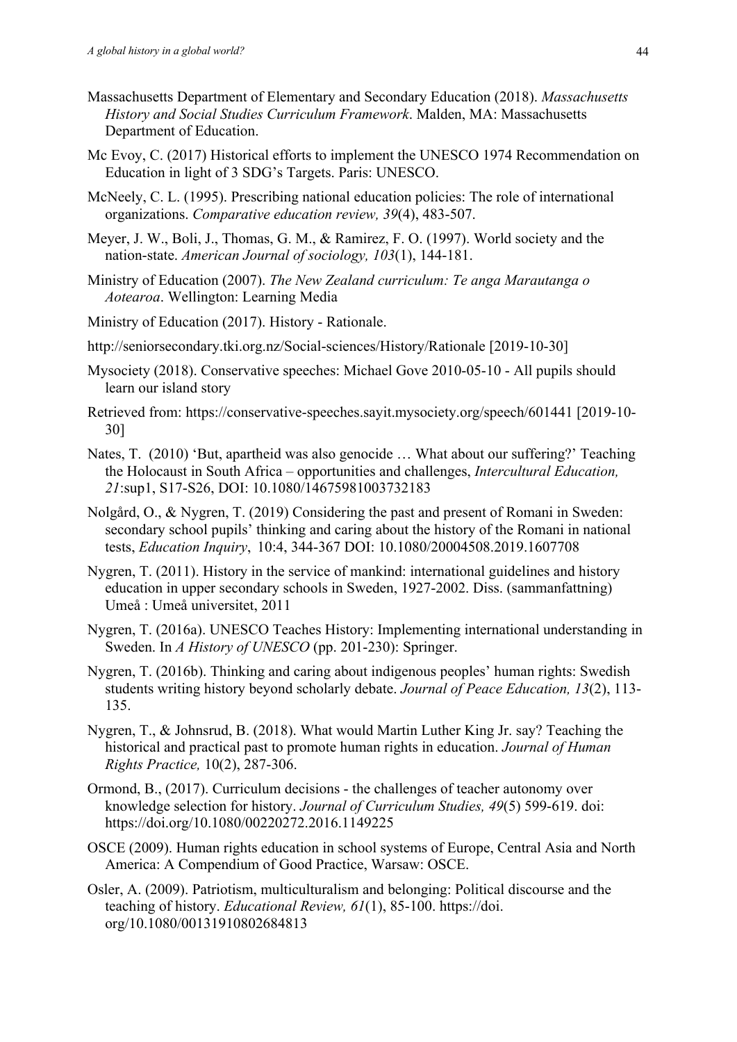Massachusetts Department of Elementary and Secondary Education (2018). *Massachusetts History and Social Studies Curriculum Framework*. Malden, MA: Massachusetts Department of Education.

Mc Evoy, C. (2017) Historical efforts to implement the UNESCO 1974 Recommendation on Education in light of 3 SDG's Targets. Paris: UNESCO.

McNeely, C. L. (1995). Prescribing national education policies: The role of international organizations. *Comparative education review, 39*(4), 483-507.

Meyer, J. W., Boli, J., Thomas, G. M., & Ramirez, F. O. (1997). World society and the nation-state. *American Journal of sociology, 103*(1), 144-181.

Ministry of Education (2007). *The New Zealand curriculum: Te anga Marautanga o Aotearoa*. Wellington: Learning Media

Ministry of Education (2017). History - Rationale.

http://seniorsecondary.tki.org.nz/Social-sciences/History/Rationale [2019-10-30]

Mysociety (2018). Conservative speeches: Michael Gove 2010-05-10 - All pupils should learn our island story

Retrieved from: https://conservative-speeches.sayit.mysociety.org/speech/601441 [2019-10-30]

Nates, T. (2010) 'But, apartheid was also genocide … What about our suffering?' Teaching the Holocaust in South Africa – opportunities and challenges, *Intercultural Education, 21*:sup1, S17-S26, DOI: 10.1080/14675981003732183

Nolgård, O., & Nygren, T. (2019) Considering the past and present of Romani in Sweden: secondary school pupils' thinking and caring about the history of the Romani in national tests, *Education Inquiry*, 10:4, 344-367 DOI: 10.1080/20004508.2019.1607708

Nygren, T. (2011). History in the service of mankind: international guidelines and history education in upper secondary schools in Sweden, 1927-2002. Diss. (sammanfattning) Umeå : Umeå universitet, 2011

Nygren, T. (2016a). UNESCO Teaches History: Implementing international understanding in Sweden. In *A History of UNESCO* (pp. 201-230): Springer.

Nygren, T. (2016b). Thinking and caring about indigenous peoples' human rights: Swedish students writing history beyond scholarly debate. *Journal of Peace Education, 13*(2), 113-135.

Nygren, T., & Johnsrud, B. (2018). What would Martin Luther King Jr. say? Teaching the historical and practical past to promote human rights in education. *Journal of Human Rights Practice,* 10(2), 287-306.

Ormond, B., (2017). Curriculum decisions - the challenges of teacher autonomy over knowledge selection for history. *Journal of Curriculum Studies, 49*(5) 599-619. doi: https://doi.org/10.1080/00220272.2016.1149225

OSCE (2009). Human rights education in school systems of Europe, Central Asia and North America: A Compendium of Good Practice, Warsaw: OSCE.

Osler, A. (2009). Patriotism, multiculturalism and belonging: Political discourse and the teaching of history. *Educational Review, 61*(1), 85-100. https://doi.org/10.1080/00131910802684813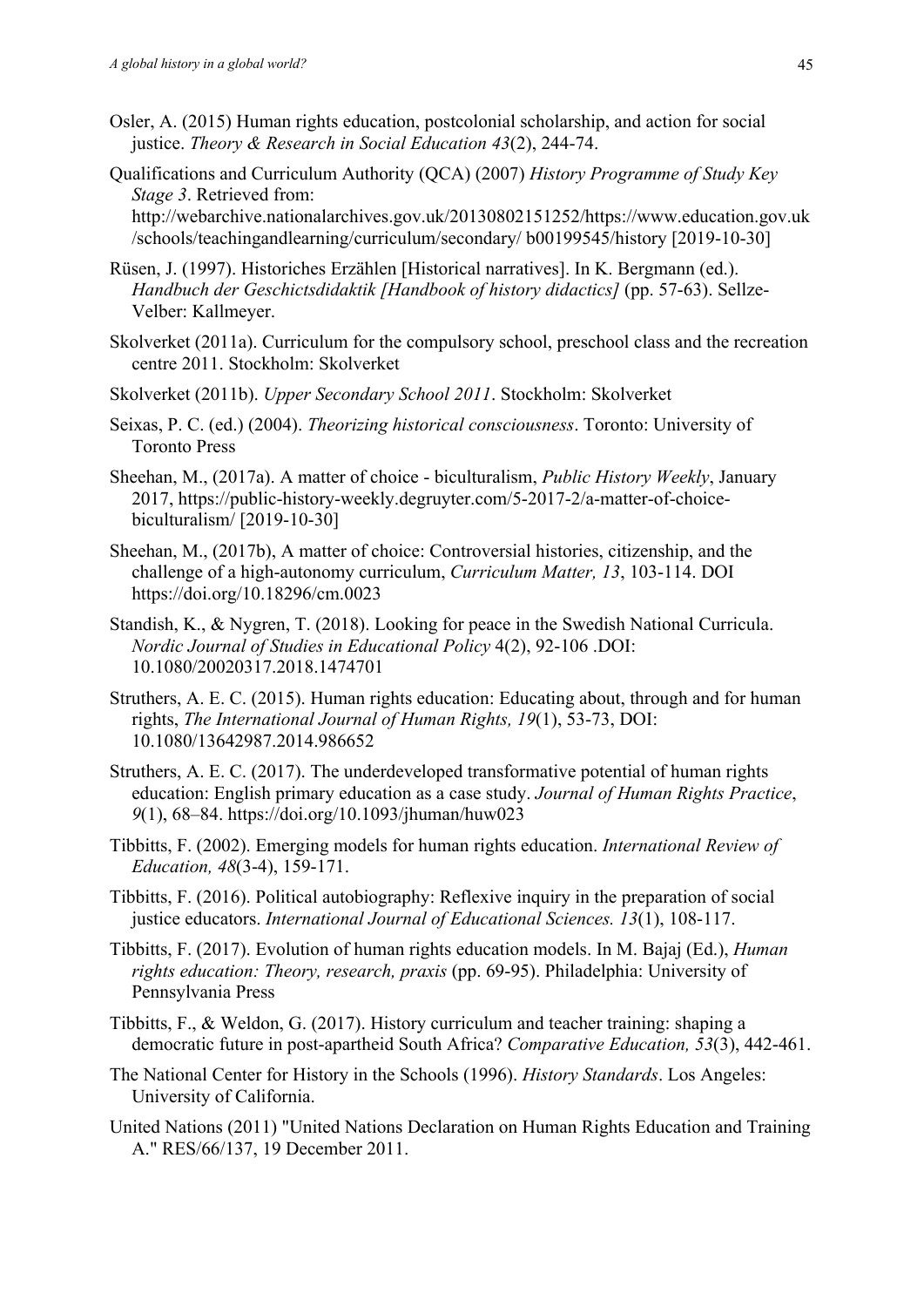Osler, A. (2015) Human rights education, postcolonial scholarship, and action for social justice. *Theory & Research in Social Education 43*(2), 244-74.

Qualifications and Curriculum Authority (QCA) (2007) *History Programme of Study Key Stage 3*. Retrieved from: http://webarchive.nationalarchives.gov.uk/20130802151252/https://www.education.gov.uk/schools/teachingandlearning/curriculum/secondary/ b00199545/history [2019-10-30]

Rüsen, J. (1997). Historiches Erzählen [Historical narratives]. In K. Bergmann (ed.). *Handbuch der Geschictsdidaktik [Handbook of history didactics]* (pp. 57-63). Sellze-Velber: Kallmeyer.

Skolverket (2011a). Curriculum for the compulsory school, preschool class and the recreation centre 2011. Stockholm: Skolverket

Skolverket (2011b). *Upper Secondary School 2011*. Stockholm: Skolverket

Seixas, P. C. (ed.) (2004). *Theorizing historical consciousness*. Toronto: University of Toronto Press

Sheehan, M., (2017a). A matter of choice - biculturalism, *Public History Weekly*, January 2017, https://public-history-weekly.degruyter.com/5-2017-2/a-matter-of-choice-biculturalism/ [2019-10-30]

Sheehan, M., (2017b), A matter of choice: Controversial histories, citizenship, and the challenge of a high-autonomy curriculum, *Curriculum Matter, 13*, 103-114. DOI https://doi.org/10.18296/cm.0023

Standish, K., & Nygren, T. (2018). Looking for peace in the Swedish National Curricula. *Nordic Journal of Studies in Educational Policy* 4(2), 92-106 .DOI: 10.1080/20020317.2018.1474701

Struthers, A. E. C. (2015). Human rights education: Educating about, through and for human rights, *The International Journal of Human Rights, 19*(1), 53-73, DOI: 10.1080/13642987.2014.986652

Struthers, A. E. C. (2017). The underdeveloped transformative potential of human rights education: English primary education as a case study. *Journal of Human Rights Practice*, *9*(1), 68–84. https://doi.org/10.1093/jhuman/huw023

Tibbitts, F. (2002). Emerging models for human rights education. *International Review of Education, 48*(3-4), 159-171.

Tibbitts, F. (2016). Political autobiography: Reflexive inquiry in the preparation of social justice educators. *International Journal of Educational Sciences. 13*(1), 108-117.

Tibbitts, F. (2017). Evolution of human rights education models. In M. Bajaj (Ed.), *Human rights education: Theory, research, praxis* (pp. 69-95). Philadelphia: University of Pennsylvania Press

Tibbitts, F., & Weldon, G. (2017). History curriculum and teacher training: shaping a democratic future in post-apartheid South Africa? *Comparative Education, 53*(3), 442-461.

The National Center for History in the Schools (1996). *History Standards*. Los Angeles: University of California.

United Nations (2011) "United Nations Declaration on Human Rights Education and Training A." RES/66/137, 19 December 2011.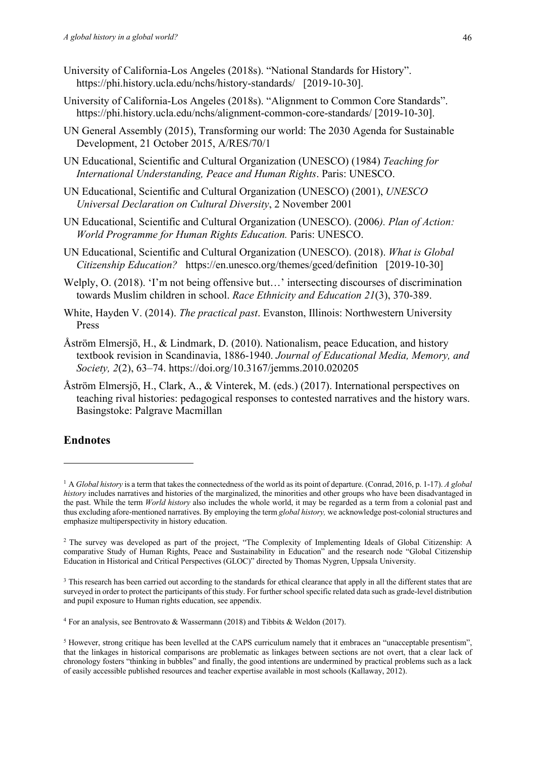University of California-Los Angeles (2018s). "National Standards for History". https://phi.history.ucla.edu/nchs/history-standards/ [2019-10-30].

University of California-Los Angeles (2018s). "Alignment to Common Core Standards". https://phi.history.ucla.edu/nchs/alignment-common-core-standards/ [2019-10-30].

UN General Assembly (2015), Transforming our world: The 2030 Agenda for Sustainable Development, 21 October 2015, A/RES/70/1

UN Educational, Scientific and Cultural Organization (UNESCO) (1984) *Teaching for International Understanding, Peace and Human Rights*. Paris: UNESCO.

UN Educational, Scientific and Cultural Organization (UNESCO) (2001), *UNESCO Universal Declaration on Cultural Diversity*, 2 November 2001

UN Educational, Scientific and Cultural Organization (UNESCO). (2006*). Plan of Action: World Programme for Human Rights Education.* Paris: UNESCO.

UN Educational, Scientific and Cultural Organization (UNESCO). (2018). *What is Global Citizenship Education?* https://en.unesco.org/themes/gced/definition [2019-10-30]

Welply, O. (2018). 'I'm not being offensive but…' intersecting discourses of discrimination towards Muslim children in school. *Race Ethnicity and Education 21*(3), 370-389.

White, Hayden V. (2014). *The practical past*. Evanston, Illinois: Northwestern University Press

Åström Elmersjö, H., & Lindmark, D. (2010). Nationalism, peace Education, and history textbook revision in Scandinavia, 1886-1940. *Journal of Educational Media, Memory, and Society, 2*(2), 63–74. https://doi.org/10.3167/jemms.2010.020205

Åström Elmersjö, H., Clark, A., & Vinterek, M. (eds.) (2017). International perspectives on teaching rival histories: pedagogical responses to contested narratives and the history wars. Basingstoke: Palgrave Macmillan

## Endnotes

[1] A *Global history* is a term that takes the connectedness of the world as its point of departure. (Conrad, 2016, p. 1-17). *A global history* includes narratives and histories of the marginalized, the minorities and other groups who have been disadvantaged in the past. While the term *World history* also includes the whole world, it may be regarded as a term from a colonial past and thus excluding afore-mentioned narratives. By employing the term *global history,* we acknowledge post-colonial structures and emphasize multiperspectivity in history education.

[2] The survey was developed as part of the project, "The Complexity of Implementing Ideals of Global Citizenship: A comparative Study of Human Rights, Peace and Sustainability in Education" and the research node "Global Citizenship Education in Historical and Critical Perspectives (GLOC)" directed by Thomas Nygren, Uppsala University.

[3] This research has been carried out according to the standards for ethical clearance that apply in all the different states that are surveyed in order to protect the participants of this study. For further school specific related data such as grade-level distribution and pupil exposure to Human rights education, see appendix.

[4] For an analysis, see Bentrovato & Wassermann (2018) and Tibbits & Weldon (2017).

[5] However, strong critique has been levelled at the CAPS curriculum namely that it embraces an "unacceptable presentism", that the linkages in historical comparisons are problematic as linkages between sections are not overt, that a clear lack of chronology fosters "thinking in bubbles" and finally, the good intentions are undermined by practical problems such as a lack of easily accessible published resources and teacher expertise available in most schools (Kallaway, 2012).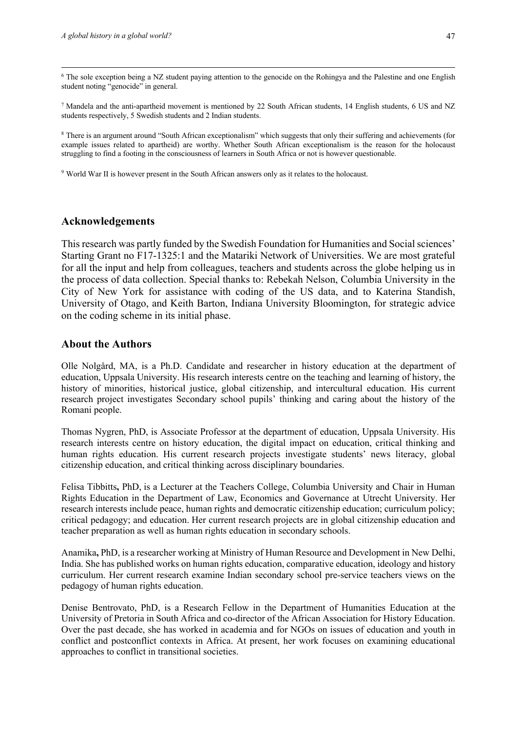[6] The sole exception being a NZ student paying attention to the genocide on the Rohingya and the Palestine and one English student noting "genocide" in general.

[7] Mandela and the anti-apartheid movement is mentioned by 22 South African students, 14 English students, 6 US and NZ students respectively, 5 Swedish students and 2 Indian students.

[8] There is an argument around "South African exceptionalism" which suggests that only their suffering and achievements (for example issues related to apartheid) are worthy. Whether South African exceptionalism is the reason for the holocaust struggling to find a footing in the consciousness of learners in South Africa or not is however questionable.

[9] World War II is however present in the South African answers only as it relates to the holocaust.

## Acknowledgements

This research was partly funded by the Swedish Foundation for Humanities and Social sciences' Starting Grant no F17-1325:1 and the Matariki Network of Universities. We are most grateful for all the input and help from colleagues, teachers and students across the globe helping us in the process of data collection. Special thanks to: Rebekah Nelson, Columbia University in the City of New York for assistance with coding of the US data, and to Katerina Standish, University of Otago, and Keith Barton, Indiana University Bloomington, for strategic advice on the coding scheme in its initial phase.

## About the Authors

Olle Nolgård, MA, is a Ph.D. Candidate and researcher in history education at the department of education, Uppsala University. His research interests centre on the teaching and learning of history, the history of minorities, historical justice, global citizenship, and intercultural education. His current research project investigates Secondary school pupils' thinking and caring about the history of the Romani people.

Thomas Nygren, PhD, is Associate Professor at the department of education, Uppsala University. His research interests centre on history education, the digital impact on education, critical thinking and human rights education. His current research projects investigate students' news literacy, global citizenship education, and critical thinking across disciplinary boundaries.

Felisa Tibbitts**,** PhD, is a Lecturer at the Teachers College, Columbia University and Chair in Human Rights Education in the Department of Law, Economics and Governance at Utrecht University. Her research interests include peace, human rights and democratic citizenship education; curriculum policy; critical pedagogy; and education. Her current research projects are in global citizenship education and teacher preparation as well as human rights education in secondary schools.

Anamika**,** PhD, is a researcher working at Ministry of Human Resource and Development in New Delhi, India. She has published works on human rights education, comparative education, ideology and history curriculum. Her current research examine Indian secondary school pre-service teachers views on the pedagogy of human rights education.

Denise Bentrovato, PhD, is a Research Fellow in the Department of Humanities Education at the University of Pretoria in South Africa and co-director of the African Association for History Education. Over the past decade, she has worked in academia and for NGOs on issues of education and youth in conflict and postconflict contexts in Africa. At present, her work focuses on examining educational approaches to conflict in transitional societies.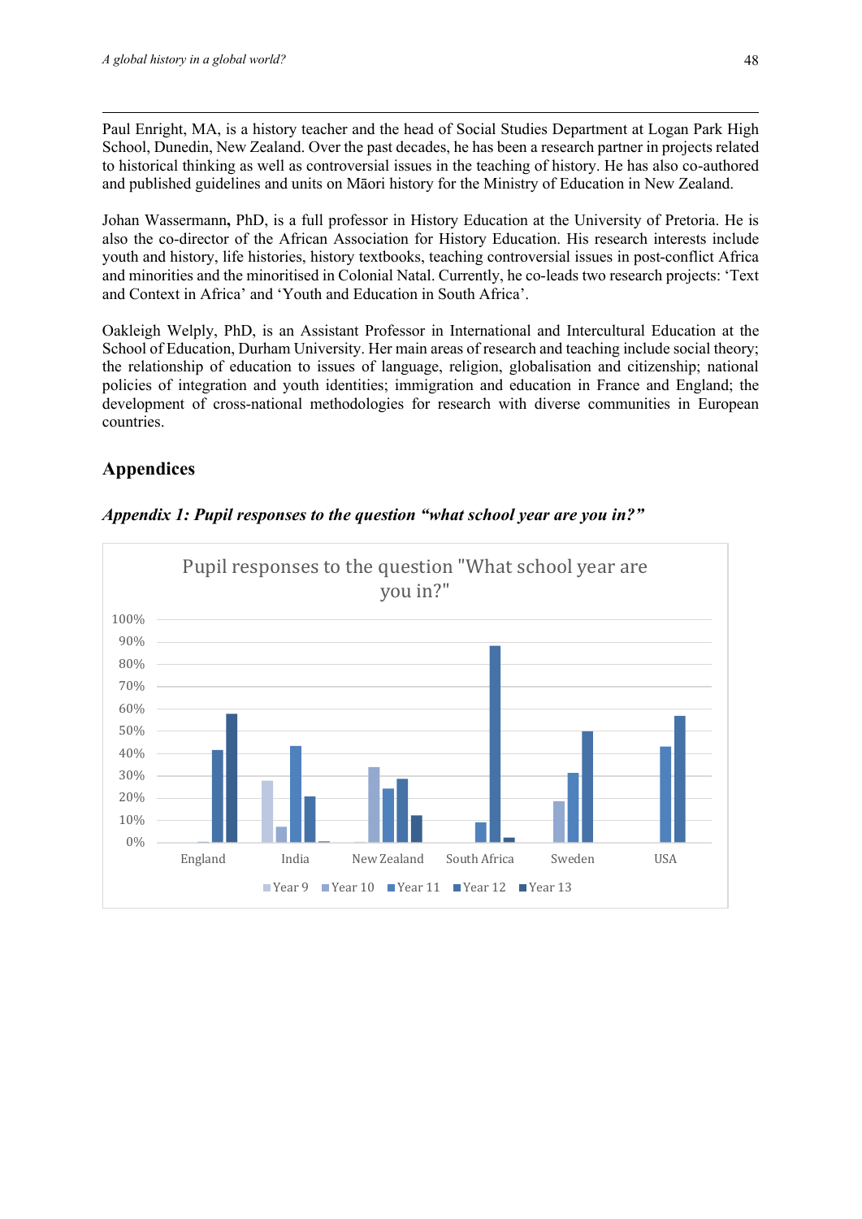Paul Enright, MA, is a history teacher and the head of Social Studies Department at Logan Park High School, Dunedin, New Zealand. Over the past decades, he has been a research partner in projects related to historical thinking as well as controversial issues in the teaching of history. He has also co-authored and published guidelines and units on Māori history for the Ministry of Education in New Zealand.

Johan Wassermann**,** PhD, is a full professor in History Education at the University of Pretoria. He is also the co-director of the African Association for History Education. His research interests include youth and history, life histories, history textbooks, teaching controversial issues in post-conflict Africa and minorities and the minoritised in Colonial Natal. Currently, he co-leads two research projects: 'Text and Context in Africa' and 'Youth and Education in South Africa'.

Oakleigh Welply, PhD, is an Assistant Professor in International and Intercultural Education at the School of Education, Durham University. Her main areas of research and teaching include social theory; the relationship of education to issues of language, religion, globalisation and citizenship; national policies of integration and youth identities; immigration and education in France and England; the development of cross-national methodologies for research with diverse communities in European countries.

## Appendices

### *Appendix 1: Pupil responses to the question "what school year are you in?"*

Pupil responses to the question "What school year are you in?"

100%
90%
80%
70%
60%
50%
40%
30%
20%
10%
0%

England India New Zealand South Africa Sweden USA

Year 9 Year 10 Year 11 Year 12 Year 13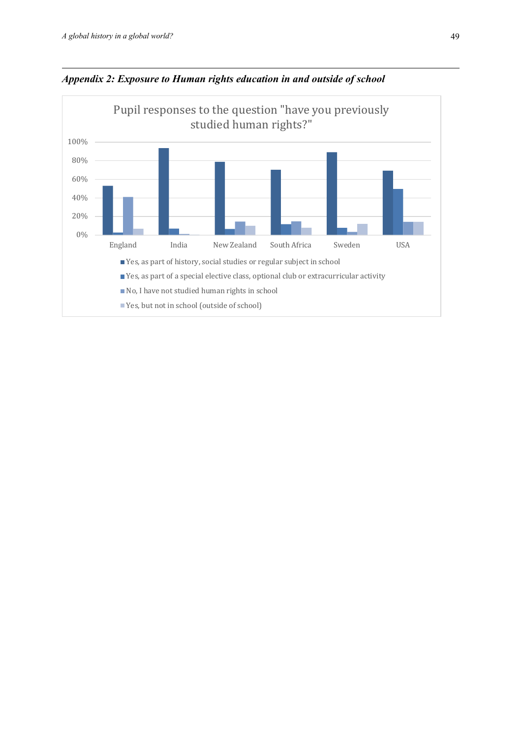## *Appendix 2: Exposure to Human rights education in and outside of school*

Pupil responses to the question "have you previously studied human rights?"

100%
80%
60%
40%
20%
0%

England
India
New Zealand
South Africa
Sweden
USA

Yes, as part of history, social studies or regular subject in school
Yes, as part of a special elective class, optional club or extracurricular activity
No, I have not studied human rights in school
Yes, but not in school (outside of school)